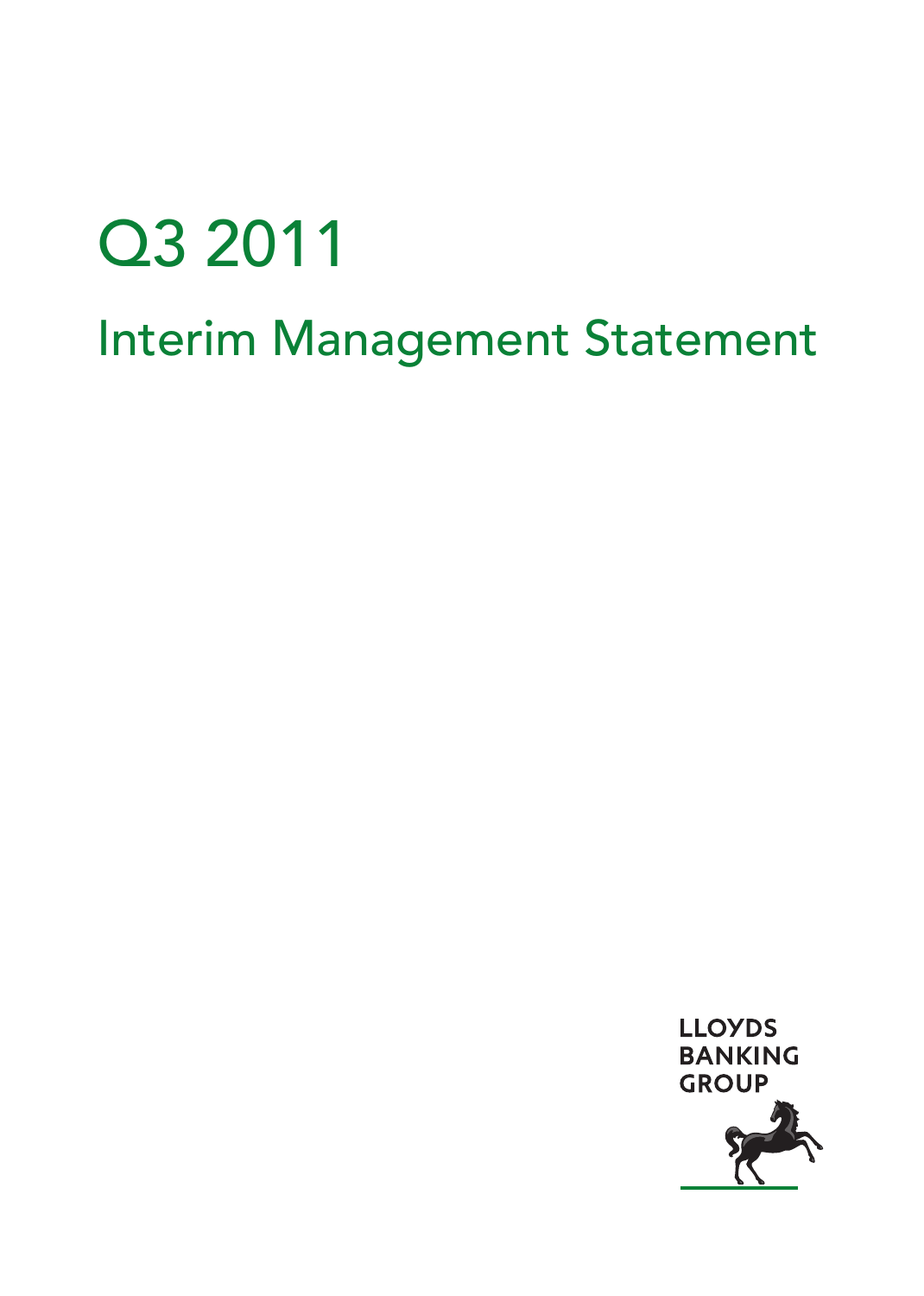# Q3 2011

## Interim Management Statement

LLOYDS BANKING GROUP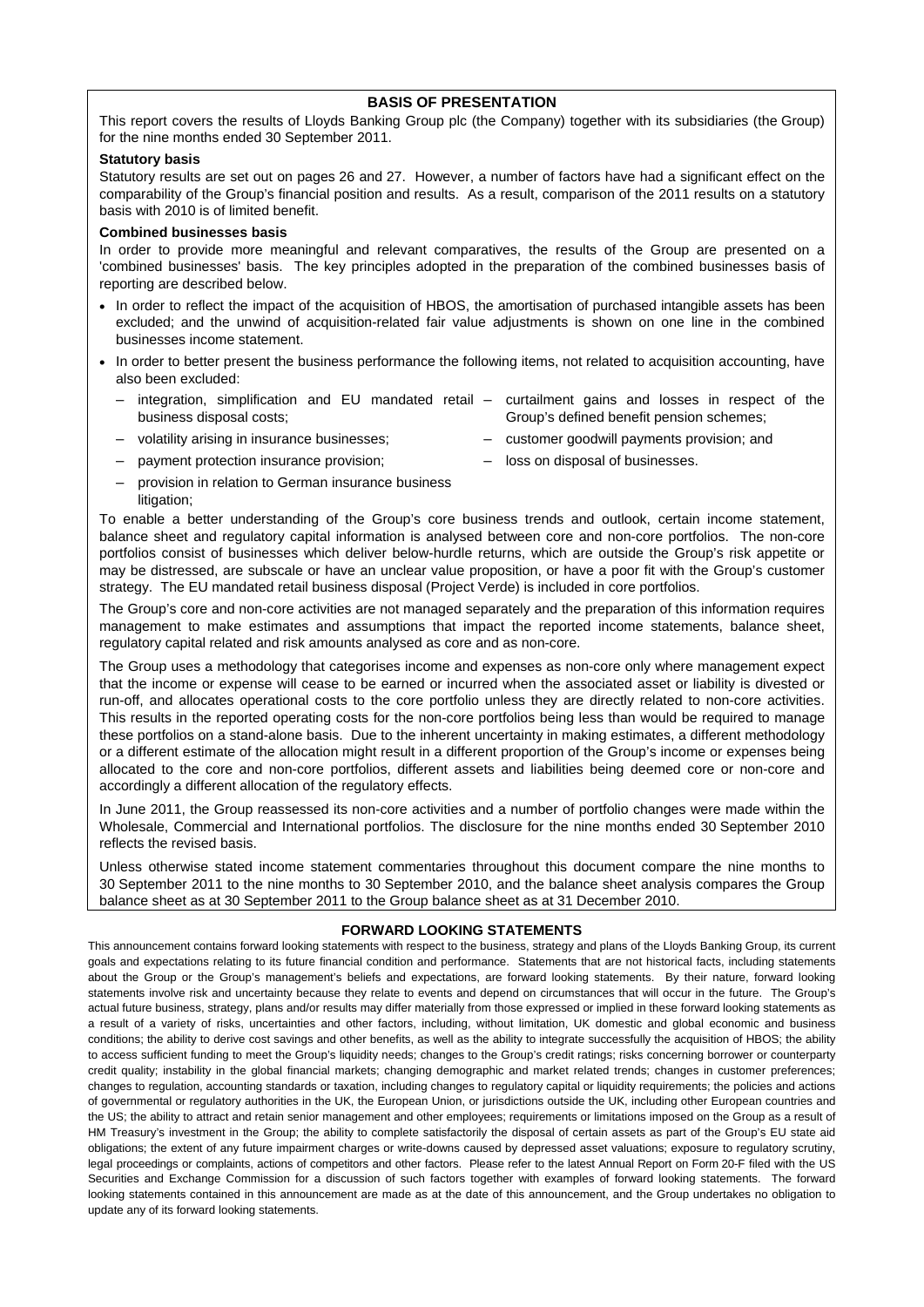## BASIS OF PRESENTATION

This report covers the results of Lloyds Banking Group plc (the Company) together with its subsidiaries (the Group) for the nine months ended 30 September 2011.

**Statutory basis**

Statutory results are set out on pages 26 and 27. However, a number of factors have had a significant effect on the comparability of the Group's financial position and results. As a result, comparison of the 2011 results on a statutory basis with 2010 is of limited benefit.

**Combined businesses basis**

In order to provide more meaningful and relevant comparatives, the results of the Group are presented on a 'combined businesses' basis. The key principles adopted in the preparation of the combined businesses basis of reporting are described below.

- In order to reflect the impact of the acquisition of HBOS, the amortisation of purchased intangible assets has been excluded; and the unwind of acquisition-related fair value adjustments is shown on one line in the combined businesses income statement.
- In order to better present the business performance the following items, not related to acquisition accounting, have also been excluded:
  - integration, simplification and EU mandated retail business disposal costs;
  - volatility arising in insurance businesses;
  - payment protection insurance provision;
  - provision in relation to German insurance business litigation;
  - curtailment gains and losses in respect of the Group's defined benefit pension schemes;
  - customer goodwill payments provision; and
  - loss on disposal of businesses.

To enable a better understanding of the Group's core business trends and outlook, certain income statement, balance sheet and regulatory capital information is analysed between core and non-core portfolios. The non-core portfolios consist of businesses which deliver below-hurdle returns, which are outside the Group's risk appetite or may be distressed, are subscale or have an unclear value proposition, or have a poor fit with the Group's customer strategy. The EU mandated retail business disposal (Project Verde) is included in core portfolios.

The Group's core and non-core activities are not managed separately and the preparation of this information requires management to make estimates and assumptions that impact the reported income statements, balance sheet, regulatory capital related and risk amounts analysed as core and as non-core.

The Group uses a methodology that categorises income and expenses as non-core only where management expect that the income or expense will cease to be earned or incurred when the associated asset or liability is divested or run-off, and allocates operational costs to the core portfolio unless they are directly related to non-core activities. This results in the reported operating costs for the non-core portfolios being less than would be required to manage these portfolios on a stand-alone basis. Due to the inherent uncertainty in making estimates, a different methodology or a different estimate of the allocation might result in a different proportion of the Group's income or expenses being allocated to the core and non-core portfolios, different assets and liabilities being deemed core or non-core and accordingly a different allocation of the regulatory effects.

In June 2011, the Group reassessed its non-core activities and a number of portfolio changes were made within the Wholesale, Commercial and International portfolios. The disclosure for the nine months ended 30 September 2010 reflects the revised basis.

Unless otherwise stated income statement commentaries throughout this document compare the nine months to 30 September 2011 to the nine months to 30 September 2010, and the balance sheet analysis compares the Group balance sheet as at 30 September 2011 to the Group balance sheet as at 31 December 2010.

## FORWARD LOOKING STATEMENTS

This announcement contains forward looking statements with respect to the business, strategy and plans of the Lloyds Banking Group, its current goals and expectations relating to its future financial condition and performance. Statements that are not historical facts, including statements about the Group or the Group's management's beliefs and expectations, are forward looking statements. By their nature, forward looking statements involve risk and uncertainty because they relate to events and depend on circumstances that will occur in the future. The Group's actual future business, strategy, plans and/or results may differ materially from those expressed or implied in these forward looking statements as a result of a variety of risks, uncertainties and other factors, including, without limitation, UK domestic and global economic and business conditions; the ability to derive cost savings and other benefits, as well as the ability to integrate successfully the acquisition of HBOS; the ability to access sufficient funding to meet the Group's liquidity needs; changes to the Group's credit ratings; risks concerning borrower or counterparty credit quality; instability in the global financial markets; changing demographic and market related trends; changes in customer preferences; changes to regulation, accounting standards or taxation, including changes to regulatory capital or liquidity requirements; the policies and actions of governmental or regulatory authorities in the UK, the European Union, or jurisdictions outside the UK, including other European countries and the US; the ability to attract and retain senior management and other employees; requirements or limitations imposed on the Group as a result of HM Treasury's investment in the Group; the ability to complete satisfactorily the disposal of certain assets as part of the Group's EU state aid obligations; the extent of any future impairment charges or write-downs caused by depressed asset valuations; exposure to regulatory scrutiny, legal proceedings or complaints, actions of competitors and other factors. Please refer to the latest Annual Report on Form 20-F filed with the US Securities and Exchange Commission for a discussion of such factors together with examples of forward looking statements. The forward looking statements contained in this announcement are made as at the date of this announcement, and the Group undertakes no obligation to update any of its forward looking statements.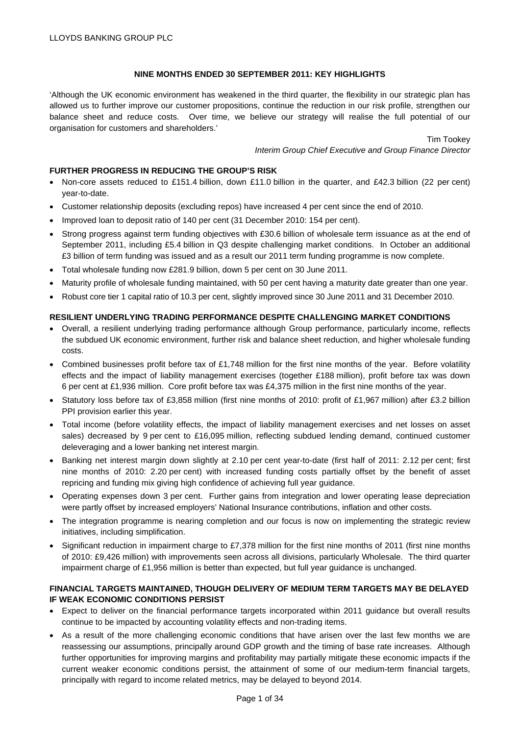LLOYDS BANKING GROUP PLC

## NINE MONTHS ENDED 30 SEPTEMBER 2011: KEY HIGHLIGHTS

'Although the UK economic environment has weakened in the third quarter, the flexibility in our strategic plan has allowed us to further improve our customer propositions, continue the reduction in our risk profile, strengthen our balance sheet and reduce costs. Over time, we believe our strategy will realise the full potential of our organisation for customers and shareholders.'

Tim Tookey
*Interim Group Chief Executive and Group Finance Director*

### FURTHER PROGRESS IN REDUCING THE GROUP'S RISK

- Non-core assets reduced to £151.4 billion, down £11.0 billion in the quarter, and £42.3 billion (22 per cent) year-to-date.
- Customer relationship deposits (excluding repos) have increased 4 per cent since the end of 2010.
- Improved loan to deposit ratio of 140 per cent (31 December 2010: 154 per cent).
- Strong progress against term funding objectives with £30.6 billion of wholesale term issuance as at the end of September 2011, including £5.4 billion in Q3 despite challenging market conditions. In October an additional £3 billion of term funding was issued and as a result our 2011 term funding programme is now complete.
- Total wholesale funding now £281.9 billion, down 5 per cent on 30 June 2011.
- Maturity profile of wholesale funding maintained, with 50 per cent having a maturity date greater than one year.
- Robust core tier 1 capital ratio of 10.3 per cent, slightly improved since 30 June 2011 and 31 December 2010.

### RESILIENT UNDERLYING TRADING PERFORMANCE DESPITE CHALLENGING MARKET CONDITIONS

- Overall, a resilient underlying trading performance although Group performance, particularly income, reflects the subdued UK economic environment, further risk and balance sheet reduction, and higher wholesale funding costs.
- Combined businesses profit before tax of £1,748 million for the first nine months of the year. Before volatility effects and the impact of liability management exercises (together £188 million), profit before tax was down 6 per cent at £1,936 million. Core profit before tax was £4,375 million in the first nine months of the year.
- Statutory loss before tax of £3,858 million (first nine months of 2010: profit of £1,967 million) after £3.2 billion PPI provision earlier this year.
- Total income (before volatility effects, the impact of liability management exercises and net losses on asset sales) decreased by 9 per cent to £16,095 million, reflecting subdued lending demand, continued customer deleveraging and a lower banking net interest margin.
- Banking net interest margin down slightly at 2.10 per cent year-to-date (first half of 2011: 2.12 per cent; first nine months of 2010: 2.20 per cent) with increased funding costs partially offset by the benefit of asset repricing and funding mix giving high confidence of achieving full year guidance.
- Operating expenses down 3 per cent. Further gains from integration and lower operating lease depreciation were partly offset by increased employers' National Insurance contributions, inflation and other costs.
- The integration programme is nearing completion and our focus is now on implementing the strategic review initiatives, including simplification.
- Significant reduction in impairment charge to £7,378 million for the first nine months of 2011 (first nine months of 2010: £9,426 million) with improvements seen across all divisions, particularly Wholesale. The third quarter impairment charge of £1,956 million is better than expected, but full year guidance is unchanged.

### FINANCIAL TARGETS MAINTAINED, THOUGH DELIVERY OF MEDIUM TERM TARGETS MAY BE DELAYED IF WEAK ECONOMIC CONDITIONS PERSIST

- Expect to deliver on the financial performance targets incorporated within 2011 guidance but overall results continue to be impacted by accounting volatility effects and non-trading items.
- As a result of the more challenging economic conditions that have arisen over the last few months we are reassessing our assumptions, principally around GDP growth and the timing of base rate increases. Although further opportunities for improving margins and profitability may partially mitigate these economic impacts if the current weaker economic conditions persist, the attainment of some of our medium-term financial targets, principally with regard to income related metrics, may be delayed to beyond 2014.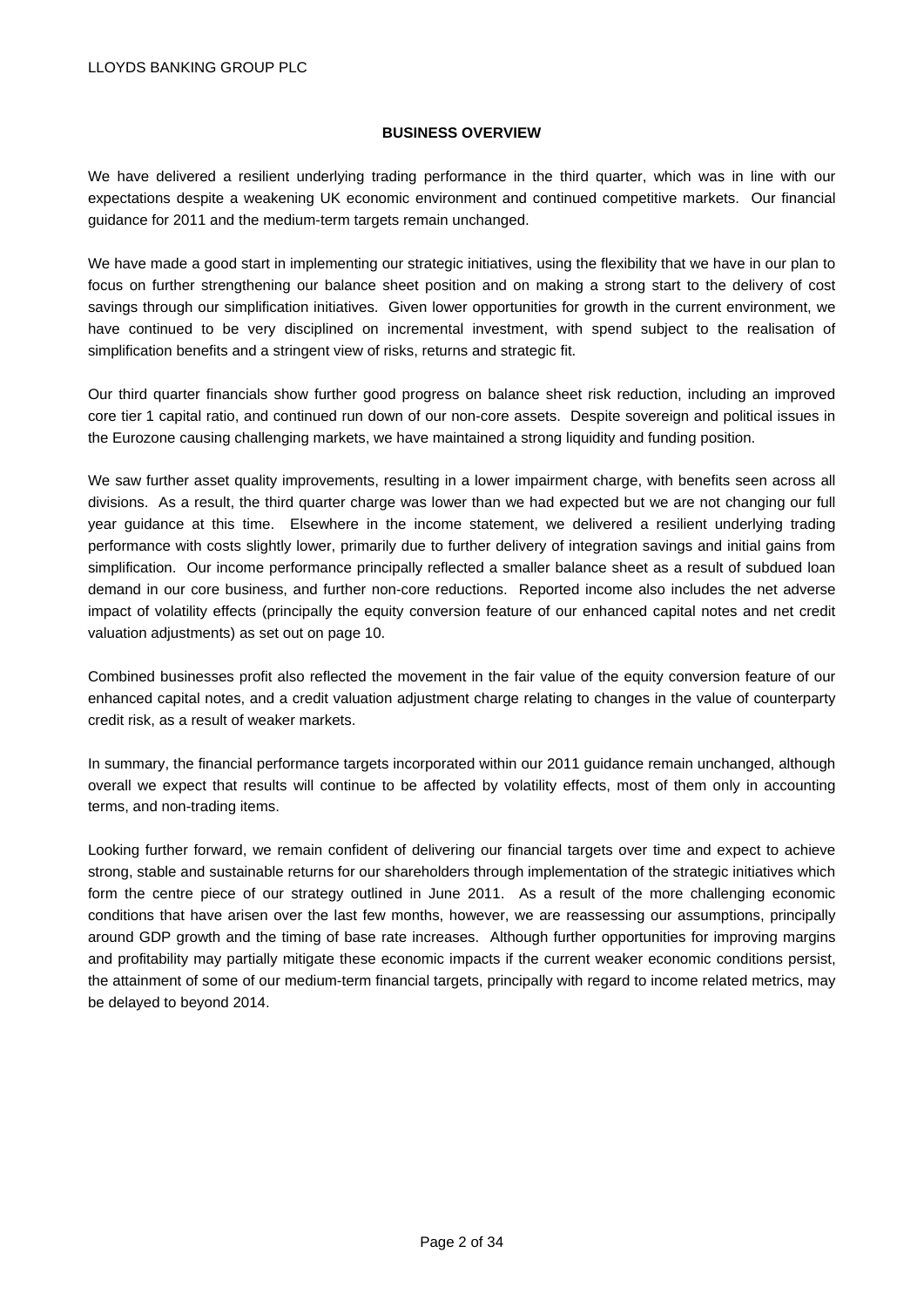## BUSINESS OVERVIEW

We have delivered a resilient underlying trading performance in the third quarter, which was in line with our expectations despite a weakening UK economic environment and continued competitive markets. Our financial guidance for 2011 and the medium-term targets remain unchanged.

We have made a good start in implementing our strategic initiatives, using the flexibility that we have in our plan to focus on further strengthening our balance sheet position and on making a strong start to the delivery of cost savings through our simplification initiatives. Given lower opportunities for growth in the current environment, we have continued to be very disciplined on incremental investment, with spend subject to the realisation of simplification benefits and a stringent view of risks, returns and strategic fit.

Our third quarter financials show further good progress on balance sheet risk reduction, including an improved core tier 1 capital ratio, and continued run down of our non-core assets. Despite sovereign and political issues in the Eurozone causing challenging markets, we have maintained a strong liquidity and funding position.

We saw further asset quality improvements, resulting in a lower impairment charge, with benefits seen across all divisions. As a result, the third quarter charge was lower than we had expected but we are not changing our full year guidance at this time. Elsewhere in the income statement, we delivered a resilient underlying trading performance with costs slightly lower, primarily due to further delivery of integration savings and initial gains from simplification. Our income performance principally reflected a smaller balance sheet as a result of subdued loan demand in our core business, and further non-core reductions. Reported income also includes the net adverse impact of volatility effects (principally the equity conversion feature of our enhanced capital notes and net credit valuation adjustments) as set out on page 10.

Combined businesses profit also reflected the movement in the fair value of the equity conversion feature of our enhanced capital notes, and a credit valuation adjustment charge relating to changes in the value of counterparty credit risk, as a result of weaker markets.

In summary, the financial performance targets incorporated within our 2011 guidance remain unchanged, although overall we expect that results will continue to be affected by volatility effects, most of them only in accounting terms, and non-trading items.

Looking further forward, we remain confident of delivering our financial targets over time and expect to achieve strong, stable and sustainable returns for our shareholders through implementation of the strategic initiatives which form the centre piece of our strategy outlined in June 2011. As a result of the more challenging economic conditions that have arisen over the last few months, however, we are reassessing our assumptions, principally around GDP growth and the timing of base rate increases. Although further opportunities for improving margins and profitability may partially mitigate these economic impacts if the current weaker economic conditions persist, the attainment of some of our medium-term financial targets, principally with regard to income related metrics, may be delayed to beyond 2014.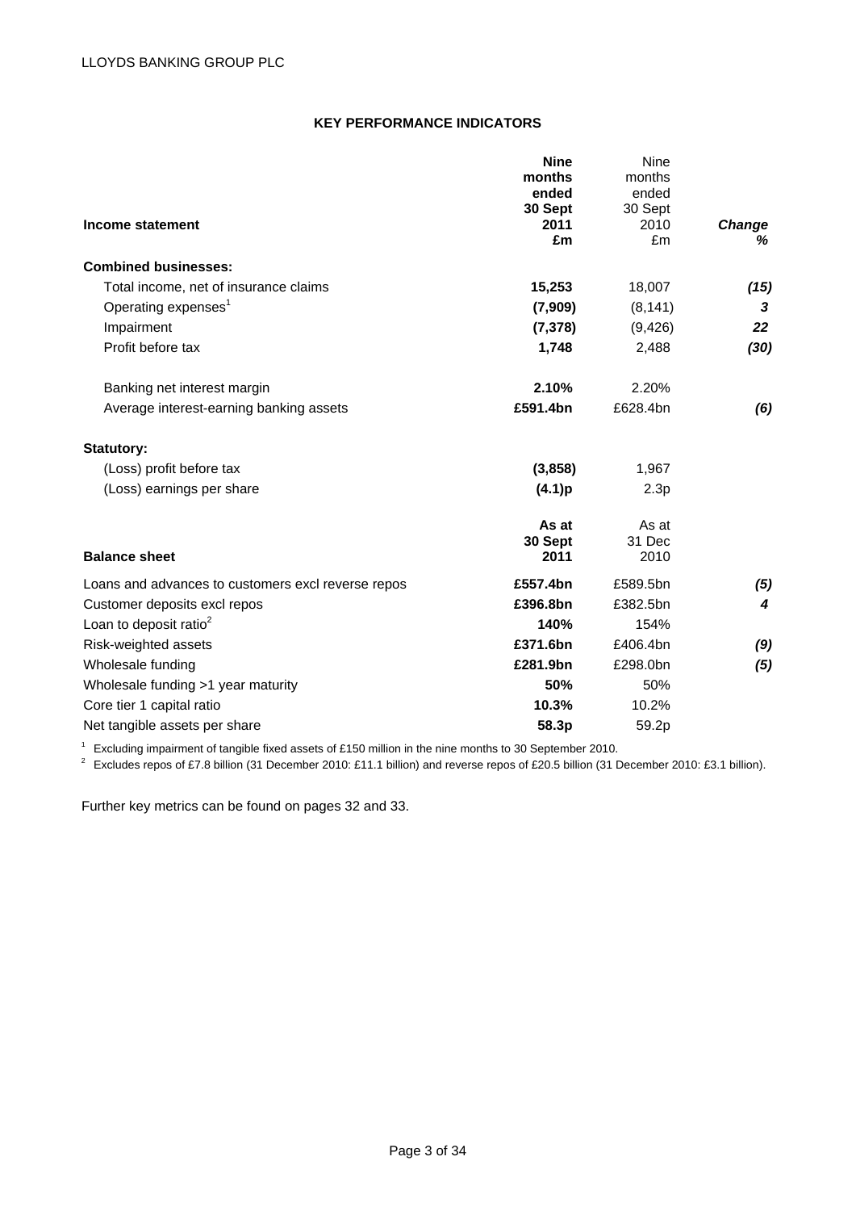## KEY PERFORMANCE INDICATORS

| Income statement | Nine months ended 30 Sept 2011 £m | Nine months ended 30 Sept 2010 £m | Change % |
|---|---|---|---|
| **Combined businesses:** | | | |
| Total income, net of insurance claims | **15,253** | 18,007 | ***(15)*** |
| Operating expenses[1] | **(7,909)** | (8,141) | ***3*** |
| Impairment | **(7,378)** | (9,426) | ***22*** |
| Profit before tax | **1,748** | 2,488 | ***(30)*** |
| | | | |
| Banking net interest margin | **2.10%** | 2.20% | |
| Average interest-earning banking assets | **£591.4bn** | £628.4bn | ***(6)*** |
| | | | |
| **Statutory:** | | | |
| (Loss) profit before tax | **(3,858)** | 1,967 | |
| (Loss) earnings per share | **(4.1)p** | 2.3p | |

| Balance sheet | As at 30 Sept 2011 | As at 31 Dec 2010 | Change % |
|---|---|---|---|
| Loans and advances to customers excl reverse repos | **£557.4bn** | £589.5bn | ***(5)*** |
| Customer deposits excl repos | **£396.8bn** | £382.5bn | ***4*** |
| Loan to deposit ratio[2] | **140%** | 154% | |
| Risk-weighted assets | **£371.6bn** | £406.4bn | ***(9)*** |
| Wholesale funding | **£281.9bn** | £298.0bn | ***(5)*** |
| Wholesale funding >1 year maturity | **50%** | 50% | |
| Core tier 1 capital ratio | **10.3%** | 10.2% | |
| Net tangible assets per share | **58.3p** | 59.2p | |

[1] Excluding impairment of tangible fixed assets of £150 million in the nine months to 30 September 2010.
[2] Excludes repos of £7.8 billion (31 December 2010: £11.1 billion) and reverse repos of £20.5 billion (31 December 2010: £3.1 billion).

Further key metrics can be found on pages 32 and 33.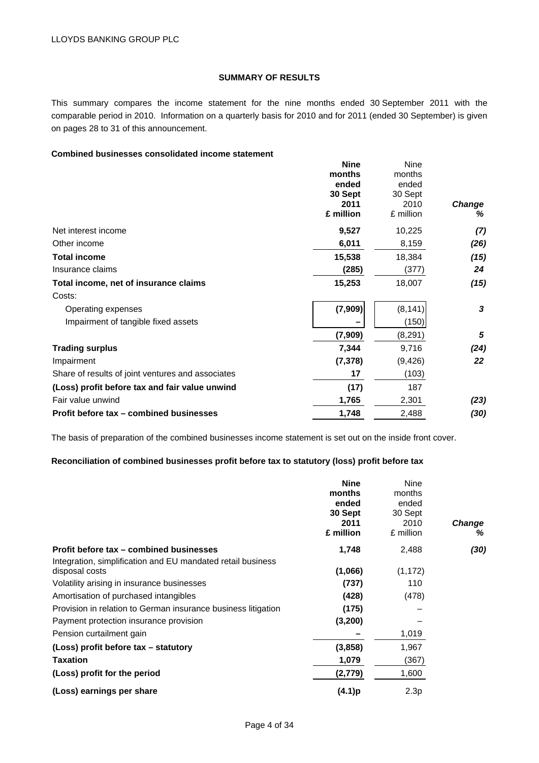## SUMMARY OF RESULTS

This summary compares the income statement for the nine months ended 30 September 2011 with the comparable period in 2010. Information on a quarterly basis for 2010 and for 2011 (ended 30 September) is given on pages 28 to 31 of this announcement.

**Combined businesses consolidated income statement**

| | **Nine months ended 30 Sept 2011 £ million** | Nine months ended 30 Sept 2010 £ million | *Change %* |
|---|---|---|---|
| Net interest income | **9,527** | 10,225 | *(7)* |
| Other income | **6,011** | 8,159 | *(26)* |
| **Total income** | **15,538** | 18,384 | *(15)* |
| Insurance claims | **(285)** | (377) | *24* |
| **Total income, net of insurance claims** | **15,253** | 18,007 | *(15)* |
| Costs: | | | |
| Operating expenses | **(7,909)** | (8,141) | *3* |
| Impairment of tangible fixed assets | **–** | (150) | |
| | **(7,909)** | (8,291) | *5* |
| **Trading surplus** | **7,344** | 9,716 | *(24)* |
| Impairment | **(7,378)** | (9,426) | *22* |
| Share of results of joint ventures and associates | **17** | (103) | |
| **(Loss) profit before tax and fair value unwind** | **(17)** | 187 | |
| Fair value unwind | **1,765** | 2,301 | *(23)* |
| **Profit before tax – combined businesses** | **1,748** | 2,488 | *(30)* |

The basis of preparation of the combined businesses income statement is set out on the inside front cover.

**Reconciliation of combined businesses profit before tax to statutory (loss) profit before tax**

| | **Nine months ended 30 Sept 2011 £ million** | Nine months ended 30 Sept 2010 £ million | *Change %* |
|---|---|---|---|
| **Profit before tax – combined businesses** | **1,748** | 2,488 | *(30)* |
| Integration, simplification and EU mandated retail business disposal costs | **(1,066)** | (1,172) | |
| Volatility arising in insurance businesses | **(737)** | 110 | |
| Amortisation of purchased intangibles | **(428)** | (478) | |
| Provision in relation to German insurance business litigation | **(175)** | – | |
| Payment protection insurance provision | **(3,200)** | – | |
| Pension curtailment gain | **–** | 1,019 | |
| **(Loss) profit before tax – statutory** | **(3,858)** | 1,967 | |
| **Taxation** | **1,079** | (367) | |
| **(Loss) profit for the period** | **(2,779)** | 1,600 | |
| **(Loss) earnings per share** | **(4.1)p** | 2.3p | |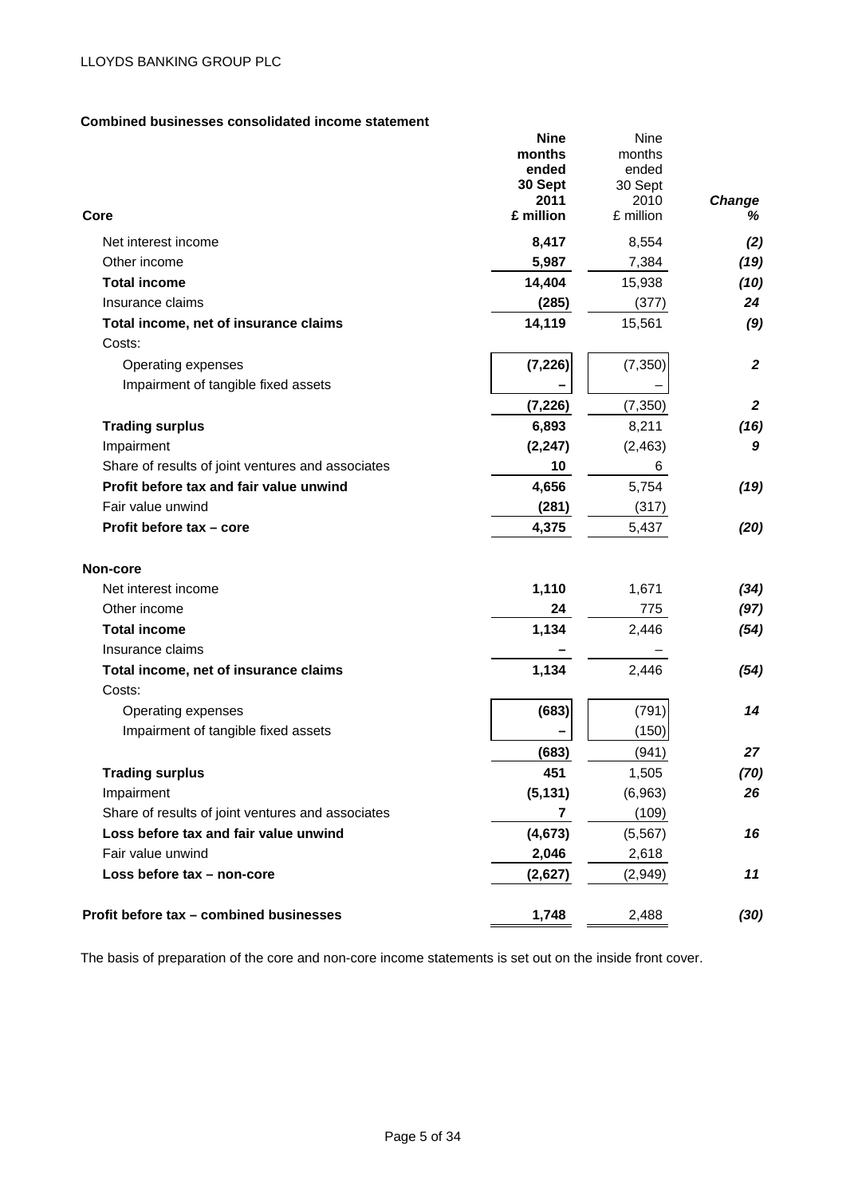**Combined businesses consolidated income statement**

| Core | Nine months ended 30 Sept 2011 £ million | Nine months ended 30 Sept 2010 £ million | Change % |
|---|---|---|---|
| Net interest income | **8,417** | 8,554 | ***(2)*** |
| Other income | **5,987** | 7,384 | ***(19)*** |
| **Total income** | **14,404** | 15,938 | ***(10)*** |
| Insurance claims | **(285)** | (377) | ***24*** |
| **Total income, net of insurance claims** | **14,119** | 15,561 | ***(9)*** |
| Costs: | | | |
| Operating expenses | **(7,226)** | (7,350) | ***2*** |
| Impairment of tangible fixed assets | **–** | – | |
| | **(7,226)** | (7,350) | ***2*** |
| **Trading surplus** | **6,893** | 8,211 | ***(16)*** |
| Impairment | **(2,247)** | (2,463) | ***9*** |
| Share of results of joint ventures and associates | **10** | 6 | |
| **Profit before tax and fair value unwind** | **4,656** | 5,754 | ***(19)*** |
| Fair value unwind | **(281)** | (317) | |
| **Profit before tax – core** | **4,375** | 5,437 | ***(20)*** |
| **Non-core** | | | |
| Net interest income | **1,110** | 1,671 | ***(34)*** |
| Other income | **24** | 775 | ***(97)*** |
| **Total income** | **1,134** | 2,446 | ***(54)*** |
| Insurance claims | **–** | – | |
| **Total income, net of insurance claims** | **1,134** | 2,446 | ***(54)*** |
| Costs: | | | |
| Operating expenses | **(683)** | (791) | ***14*** |
| Impairment of tangible fixed assets | **–** | (150) | |
| | **(683)** | (941) | ***27*** |
| **Trading surplus** | **451** | 1,505 | ***(70)*** |
| Impairment | **(5,131)** | (6,963) | ***26*** |
| Share of results of joint ventures and associates | **7** | (109) | |
| **Loss before tax and fair value unwind** | **(4,673)** | (5,567) | ***16*** |
| Fair value unwind | **2,046** | 2,618 | |
| **Loss before tax – non-core** | **(2,627)** | (2,949) | ***11*** |
| **Profit before tax – combined businesses** | **1,748** | 2,488 | ***(30)*** |

The basis of preparation of the core and non-core income statements is set out on the inside front cover.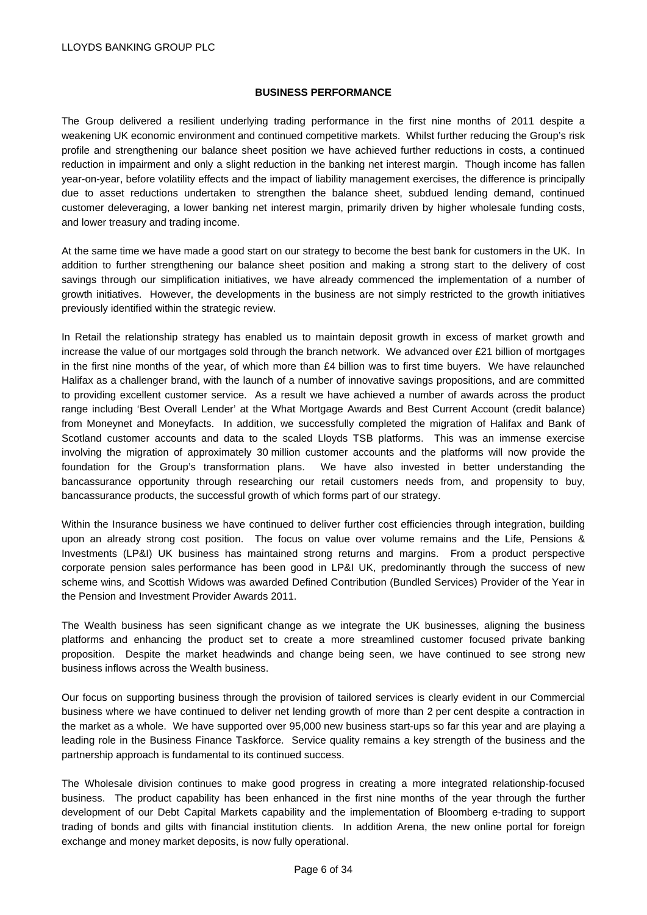## BUSINESS PERFORMANCE

The Group delivered a resilient underlying trading performance in the first nine months of 2011 despite a weakening UK economic environment and continued competitive markets. Whilst further reducing the Group's risk profile and strengthening our balance sheet position we have achieved further reductions in costs, a continued reduction in impairment and only a slight reduction in the banking net interest margin. Though income has fallen year-on-year, before volatility effects and the impact of liability management exercises, the difference is principally due to asset reductions undertaken to strengthen the balance sheet, subdued lending demand, continued customer deleveraging, a lower banking net interest margin, primarily driven by higher wholesale funding costs, and lower treasury and trading income.

At the same time we have made a good start on our strategy to become the best bank for customers in the UK. In addition to further strengthening our balance sheet position and making a strong start to the delivery of cost savings through our simplification initiatives, we have already commenced the implementation of a number of growth initiatives. However, the developments in the business are not simply restricted to the growth initiatives previously identified within the strategic review.

In Retail the relationship strategy has enabled us to maintain deposit growth in excess of market growth and increase the value of our mortgages sold through the branch network. We advanced over £21 billion of mortgages in the first nine months of the year, of which more than £4 billion was to first time buyers. We have relaunched Halifax as a challenger brand, with the launch of a number of innovative savings propositions, and are committed to providing excellent customer service. As a result we have achieved a number of awards across the product range including 'Best Overall Lender' at the What Mortgage Awards and Best Current Account (credit balance) from Moneynet and Moneyfacts. In addition, we successfully completed the migration of Halifax and Bank of Scotland customer accounts and data to the scaled Lloyds TSB platforms. This was an immense exercise involving the migration of approximately 30 million customer accounts and the platforms will now provide the foundation for the Group's transformation plans. We have also invested in better understanding the bancassurance opportunity through researching our retail customers needs from, and propensity to buy, bancassurance products, the successful growth of which forms part of our strategy.

Within the Insurance business we have continued to deliver further cost efficiencies through integration, building upon an already strong cost position. The focus on value over volume remains and the Life, Pensions & Investments (LP&I) UK business has maintained strong returns and margins. From a product perspective corporate pension sales performance has been good in LP&I UK, predominantly through the success of new scheme wins, and Scottish Widows was awarded Defined Contribution (Bundled Services) Provider of the Year in the Pension and Investment Provider Awards 2011.

The Wealth business has seen significant change as we integrate the UK businesses, aligning the business platforms and enhancing the product set to create a more streamlined customer focused private banking proposition. Despite the market headwinds and change being seen, we have continued to see strong new business inflows across the Wealth business.

Our focus on supporting business through the provision of tailored services is clearly evident in our Commercial business where we have continued to deliver net lending growth of more than 2 per cent despite a contraction in the market as a whole. We have supported over 95,000 new business start-ups so far this year and are playing a leading role in the Business Finance Taskforce. Service quality remains a key strength of the business and the partnership approach is fundamental to its continued success.

The Wholesale division continues to make good progress in creating a more integrated relationship-focused business. The product capability has been enhanced in the first nine months of the year through the further development of our Debt Capital Markets capability and the implementation of Bloomberg e-trading to support trading of bonds and gilts with financial institution clients. In addition Arena, the new online portal for foreign exchange and money market deposits, is now fully operational.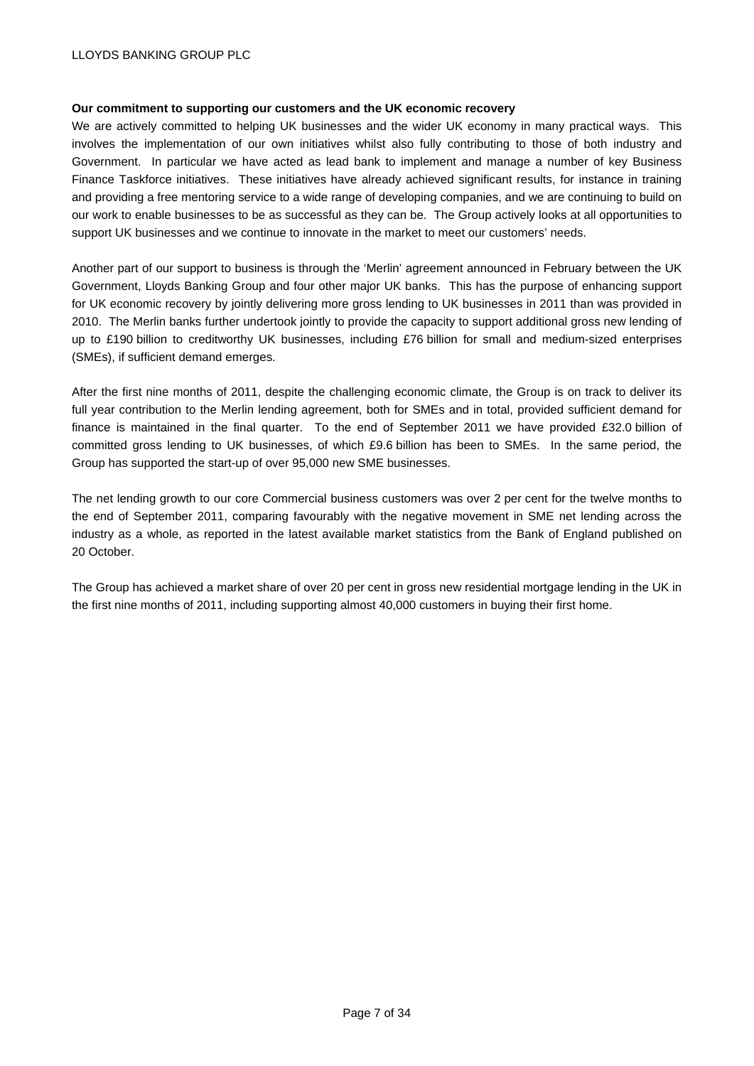**Our commitment to supporting our customers and the UK economic recovery**

We are actively committed to helping UK businesses and the wider UK economy in many practical ways. This involves the implementation of our own initiatives whilst also fully contributing to those of both industry and Government. In particular we have acted as lead bank to implement and manage a number of key Business Finance Taskforce initiatives. These initiatives have already achieved significant results, for instance in training and providing a free mentoring service to a wide range of developing companies, and we are continuing to build on our work to enable businesses to be as successful as they can be. The Group actively looks at all opportunities to support UK businesses and we continue to innovate in the market to meet our customers' needs.

Another part of our support to business is through the 'Merlin' agreement announced in February between the UK Government, Lloyds Banking Group and four other major UK banks. This has the purpose of enhancing support for UK economic recovery by jointly delivering more gross lending to UK businesses in 2011 than was provided in 2010. The Merlin banks further undertook jointly to provide the capacity to support additional gross new lending of up to £190 billion to creditworthy UK businesses, including £76 billion for small and medium-sized enterprises (SMEs), if sufficient demand emerges.

After the first nine months of 2011, despite the challenging economic climate, the Group is on track to deliver its full year contribution to the Merlin lending agreement, both for SMEs and in total, provided sufficient demand for finance is maintained in the final quarter. To the end of September 2011 we have provided £32.0 billion of committed gross lending to UK businesses, of which £9.6 billion has been to SMEs. In the same period, the Group has supported the start-up of over 95,000 new SME businesses.

The net lending growth to our core Commercial business customers was over 2 per cent for the twelve months to the end of September 2011, comparing favourably with the negative movement in SME net lending across the industry as a whole, as reported in the latest available market statistics from the Bank of England published on 20 October.

The Group has achieved a market share of over 20 per cent in gross new residential mortgage lending in the UK in the first nine months of 2011, including supporting almost 40,000 customers in buying their first home.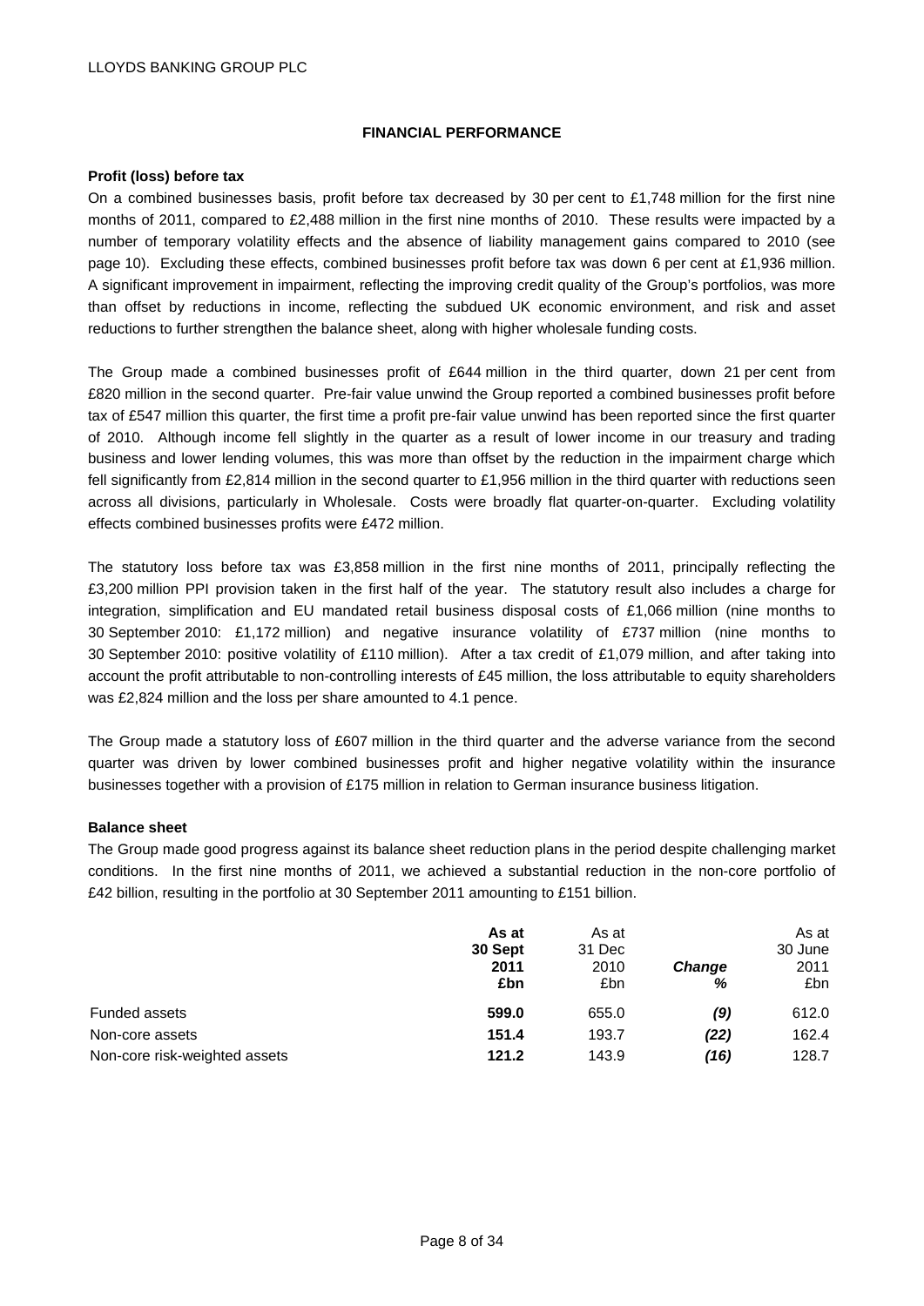## FINANCIAL PERFORMANCE

**Profit (loss) before tax**

On a combined businesses basis, profit before tax decreased by 30 per cent to £1,748 million for the first nine months of 2011, compared to £2,488 million in the first nine months of 2010. These results were impacted by a number of temporary volatility effects and the absence of liability management gains compared to 2010 (see page 10). Excluding these effects, combined businesses profit before tax was down 6 per cent at £1,936 million. A significant improvement in impairment, reflecting the improving credit quality of the Group's portfolios, was more than offset by reductions in income, reflecting the subdued UK economic environment, and risk and asset reductions to further strengthen the balance sheet, along with higher wholesale funding costs.

The Group made a combined businesses profit of £644 million in the third quarter, down 21 per cent from £820 million in the second quarter. Pre-fair value unwind the Group reported a combined businesses profit before tax of £547 million this quarter, the first time a profit pre-fair value unwind has been reported since the first quarter of 2010. Although income fell slightly in the quarter as a result of lower income in our treasury and trading business and lower lending volumes, this was more than offset by the reduction in the impairment charge which fell significantly from £2,814 million in the second quarter to £1,956 million in the third quarter with reductions seen across all divisions, particularly in Wholesale. Costs were broadly flat quarter-on-quarter. Excluding volatility effects combined businesses profits were £472 million.

The statutory loss before tax was £3,858 million in the first nine months of 2011, principally reflecting the £3,200 million PPI provision taken in the first half of the year. The statutory result also includes a charge for integration, simplification and EU mandated retail business disposal costs of £1,066 million (nine months to 30 September 2010: £1,172 million) and negative insurance volatility of £737 million (nine months to 30 September 2010: positive volatility of £110 million). After a tax credit of £1,079 million, and after taking into account the profit attributable to non-controlling interests of £45 million, the loss attributable to equity shareholders was £2,824 million and the loss per share amounted to 4.1 pence.

The Group made a statutory loss of £607 million in the third quarter and the adverse variance from the second quarter was driven by lower combined businesses profit and higher negative volatility within the insurance businesses together with a provision of £175 million in relation to German insurance business litigation.

**Balance sheet**

The Group made good progress against its balance sheet reduction plans in the period despite challenging market conditions. In the first nine months of 2011, we achieved a substantial reduction in the non-core portfolio of £42 billion, resulting in the portfolio at 30 September 2011 amounting to £151 billion.

| | **As at 30 Sept 2011 £bn** | As at 31 Dec 2010 £bn | ***Change %*** | As at 30 June 2011 £bn |
|---|---|---|---|---|
| Funded assets | **599.0** | 655.0 | ***(9)*** | 612.0 |
| Non-core assets | **151.4** | 193.7 | ***(22)*** | 162.4 |
| Non-core risk-weighted assets | **121.2** | 143.9 | ***(16)*** | 128.7 |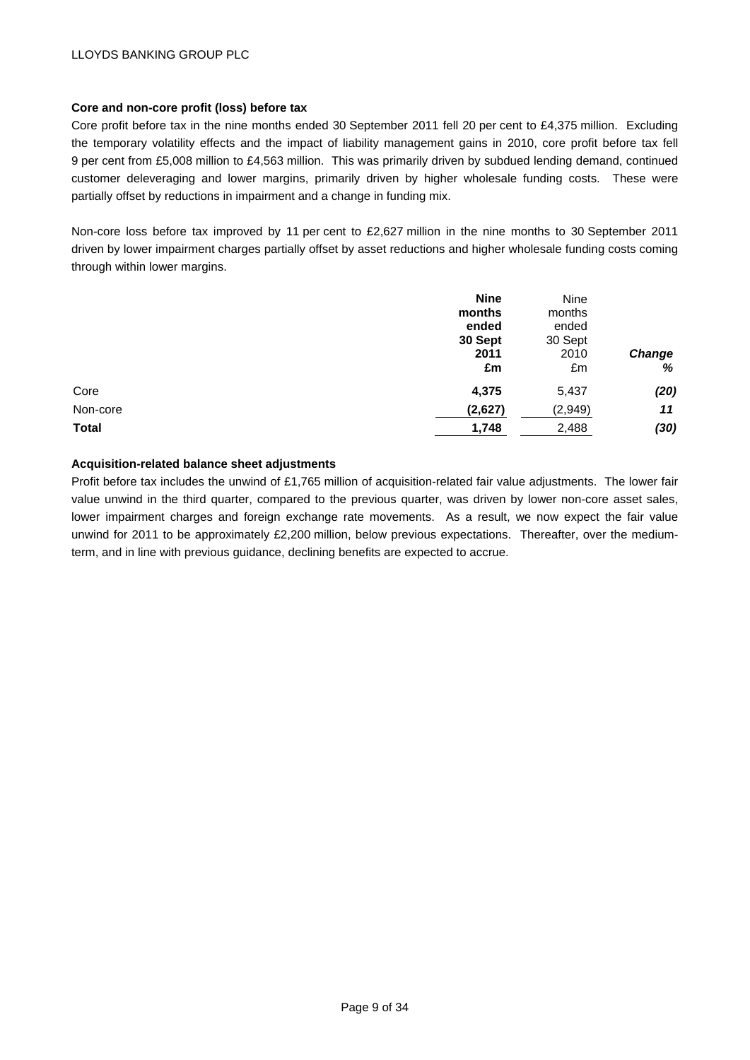### Core and non-core profit (loss) before tax

Core profit before tax in the nine months ended 30 September 2011 fell 20 per cent to £4,375 million. Excluding the temporary volatility effects and the impact of liability management gains in 2010, core profit before tax fell 9 per cent from £5,008 million to £4,563 million. This was primarily driven by subdued lending demand, continued customer deleveraging and lower margins, primarily driven by higher wholesale funding costs. These were partially offset by reductions in impairment and a change in funding mix.

Non-core loss before tax improved by 11 per cent to £2,627 million in the nine months to 30 September 2011 driven by lower impairment charges partially offset by asset reductions and higher wholesale funding costs coming through within lower margins.

| | **Nine months ended 30 Sept 2011 £m** | Nine months ended 30 Sept 2010 £m | ***Change %*** |
|---|---|---|---|
| Core | **4,375** | 5,437 | ***(20)*** |
| Non-core | **(2,627)** | (2,949) | ***11*** |
| **Total** | **1,748** | 2,488 | ***(30)*** |

### Acquisition-related balance sheet adjustments

Profit before tax includes the unwind of £1,765 million of acquisition-related fair value adjustments. The lower fair value unwind in the third quarter, compared to the previous quarter, was driven by lower non-core asset sales, lower impairment charges and foreign exchange rate movements. As a result, we now expect the fair value unwind for 2011 to be approximately £2,200 million, below previous expectations. Thereafter, over the medium-term, and in line with previous guidance, declining benefits are expected to accrue.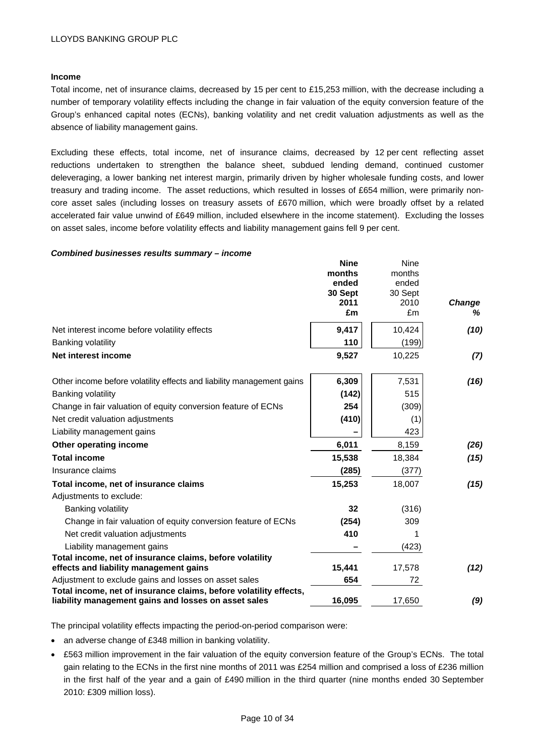### Income

Total income, net of insurance claims, decreased by 15 per cent to £15,253 million, with the decrease including a number of temporary volatility effects including the change in fair valuation of the equity conversion feature of the Group's enhanced capital notes (ECNs), banking volatility and net credit valuation adjustments as well as the absence of liability management gains.

Excluding these effects, total income, net of insurance claims, decreased by 12 per cent reflecting asset reductions undertaken to strengthen the balance sheet, subdued lending demand, continued customer deleveraging, a lower banking net interest margin, primarily driven by higher wholesale funding costs, and lower treasury and trading income. The asset reductions, which resulted in losses of £654 million, were primarily non-core asset sales (including losses on treasury assets of £670 million, which were broadly offset by a related accelerated fair value unwind of £649 million, included elsewhere in the income statement). Excluding the losses on asset sales, income before volatility effects and liability management gains fell 9 per cent.

***Combined businesses results summary – income***

| | **Nine months ended 30 Sept 2011 £m** | Nine months ended 30 Sept 2010 £m | ***Change %*** |
|---|---|---|---|
| Net interest income before volatility effects | **9,417** | 10,424 | ***(10)*** |
| Banking volatility | **110** | (199) | |
| **Net interest income** | **9,527** | 10,225 | ***(7)*** |
| | | | |
| Other income before volatility effects and liability management gains | **6,309** | 7,531 | ***(16)*** |
| Banking volatility | **(142)** | 515 | |
| Change in fair valuation of equity conversion feature of ECNs | **254** | (309) | |
| Net credit valuation adjustments | **(410)** | (1) | |
| Liability management gains | **–** | 423 | |
| **Other operating income** | **6,011** | 8,159 | ***(26)*** |
| **Total income** | **15,538** | 18,384 | ***(15)*** |
| Insurance claims | **(285)** | (377) | |
| **Total income, net of insurance claims** | **15,253** | 18,007 | ***(15)*** |
| Adjustments to exclude: | | | |
| Banking volatility | **32** | (316) | |
| Change in fair valuation of equity conversion feature of ECNs | **(254)** | 309 | |
| Net credit valuation adjustments | **410** | 1 | |
| Liability management gains | **–** | (423) | |
| **Total income, net of insurance claims, before volatility effects and liability management gains** | **15,441** | 17,578 | ***(12)*** |
| Adjustment to exclude gains and losses on asset sales | **654** | 72 | |
| **Total income, net of insurance claims, before volatility effects, liability management gains and losses on asset sales** | **16,095** | 17,650 | ***(9)*** |

The principal volatility effects impacting the period-on-period comparison were:

- an adverse change of £348 million in banking volatility.
- £563 million improvement in the fair valuation of the equity conversion feature of the Group's ECNs. The total gain relating to the ECNs in the first nine months of 2011 was £254 million and comprised a loss of £236 million in the first half of the year and a gain of £490 million in the third quarter (nine months ended 30 September 2010: £309 million loss).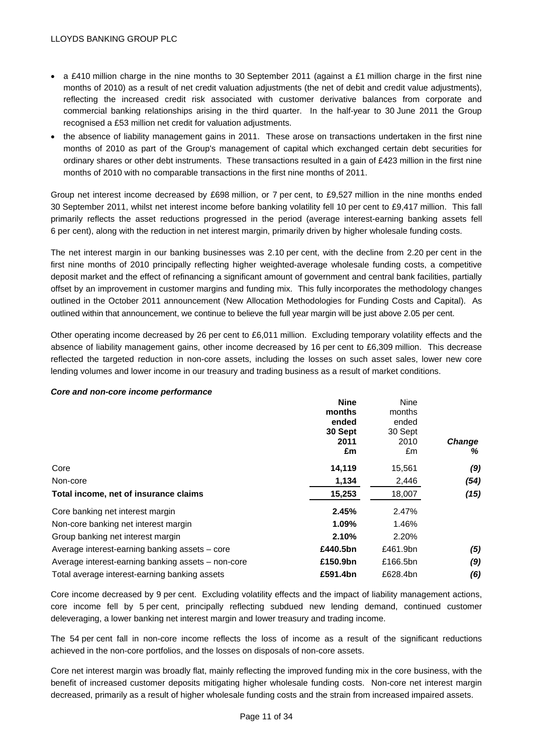- a £410 million charge in the nine months to 30 September 2011 (against a £1 million charge in the first nine months of 2010) as a result of net credit valuation adjustments (the net of debit and credit value adjustments), reflecting the increased credit risk associated with customer derivative balances from corporate and commercial banking relationships arising in the third quarter. In the half-year to 30 June 2011 the Group recognised a £53 million net credit for valuation adjustments.
- the absence of liability management gains in 2011. These arose on transactions undertaken in the first nine months of 2010 as part of the Group's management of capital which exchanged certain debt securities for ordinary shares or other debt instruments. These transactions resulted in a gain of £423 million in the first nine months of 2010 with no comparable transactions in the first nine months of 2011.

Group net interest income decreased by £698 million, or 7 per cent, to £9,527 million in the nine months ended 30 September 2011, whilst net interest income before banking volatility fell 10 per cent to £9,417 million. This fall primarily reflects the asset reductions progressed in the period (average interest-earning banking assets fell 6 per cent), along with the reduction in net interest margin, primarily driven by higher wholesale funding costs.

The net interest margin in our banking businesses was 2.10 per cent, with the decline from 2.20 per cent in the first nine months of 2010 principally reflecting higher weighted-average wholesale funding costs, a competitive deposit market and the effect of refinancing a significant amount of government and central bank facilities, partially offset by an improvement in customer margins and funding mix. This fully incorporates the methodology changes outlined in the October 2011 announcement (New Allocation Methodologies for Funding Costs and Capital). As outlined within that announcement, we continue to believe the full year margin will be just above 2.05 per cent.

Other operating income decreased by 26 per cent to £6,011 million. Excluding temporary volatility effects and the absence of liability management gains, other income decreased by 16 per cent to £6,309 million. This decrease reflected the targeted reduction in non-core assets, including the losses on such asset sales, lower new core lending volumes and lower income in our treasury and trading business as a result of market conditions.

***Core and non-core income performance***

| | **Nine months ended 30 Sept 2011 £m** | Nine months ended 30 Sept 2010 £m | ***Change %*** |
|---|---|---|---|
| Core | **14,119** | 15,561 | ***(9)*** |
| Non-core | **1,134** | 2,446 | ***(54)*** |
| **Total income, net of insurance claims** | **15,253** | 18,007 | ***(15)*** |
| Core banking net interest margin | **2.45%** | 2.47% | |
| Non-core banking net interest margin | **1.09%** | 1.46% | |
| Group banking net interest margin | **2.10%** | 2.20% | |
| Average interest-earning banking assets – core | **£440.5bn** | £461.9bn | ***(5)*** |
| Average interest-earning banking assets – non-core | **£150.9bn** | £166.5bn | ***(9)*** |
| Total average interest-earning banking assets | **£591.4bn** | £628.4bn | ***(6)*** |

Core income decreased by 9 per cent. Excluding volatility effects and the impact of liability management actions, core income fell by 5 per cent, principally reflecting subdued new lending demand, continued customer deleveraging, a lower banking net interest margin and lower treasury and trading income.

The 54 per cent fall in non-core income reflects the loss of income as a result of the significant reductions achieved in the non-core portfolios, and the losses on disposals of non-core assets.

Core net interest margin was broadly flat, mainly reflecting the improved funding mix in the core business, with the benefit of increased customer deposits mitigating higher wholesale funding costs. Non-core net interest margin decreased, primarily as a result of higher wholesale funding costs and the strain from increased impaired assets.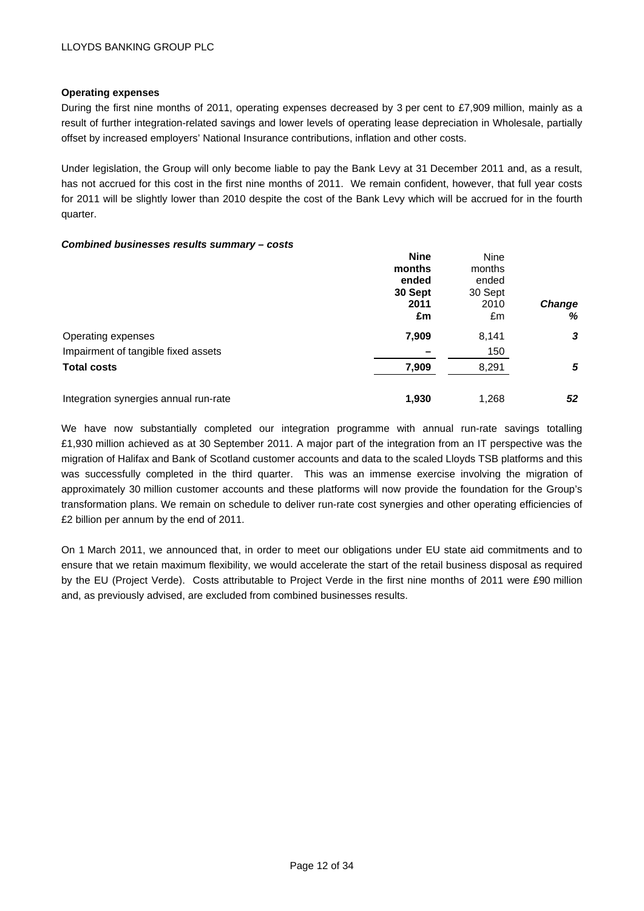**Operating expenses**

During the first nine months of 2011, operating expenses decreased by 3 per cent to £7,909 million, mainly as a result of further integration-related savings and lower levels of operating lease depreciation in Wholesale, partially offset by increased employers' National Insurance contributions, inflation and other costs.

Under legislation, the Group will only become liable to pay the Bank Levy at 31 December 2011 and, as a result, has not accrued for this cost in the first nine months of 2011. We remain confident, however, that full year costs for 2011 will be slightly lower than 2010 despite the cost of the Bank Levy which will be accrued for in the fourth quarter.

***Combined businesses results summary – costs***

| | **Nine months ended 30 Sept 2011 £m** | Nine months ended 30 Sept 2010 £m | ***Change %*** |
|---|---|---|---|
| Operating expenses | **7,909** | 8,141 | ***3*** |
| Impairment of tangible fixed assets | **–** | 150 | |
| **Total costs** | **7,909** | 8,291 | ***5*** |
| | | | |
| Integration synergies annual run-rate | **1,930** | 1,268 | ***52*** |

We have now substantially completed our integration programme with annual run-rate savings totalling £1,930 million achieved as at 30 September 2011. A major part of the integration from an IT perspective was the migration of Halifax and Bank of Scotland customer accounts and data to the scaled Lloyds TSB platforms and this was successfully completed in the third quarter. This was an immense exercise involving the migration of approximately 30 million customer accounts and these platforms will now provide the foundation for the Group's transformation plans. We remain on schedule to deliver run-rate cost synergies and other operating efficiencies of £2 billion per annum by the end of 2011.

On 1 March 2011, we announced that, in order to meet our obligations under EU state aid commitments and to ensure that we retain maximum flexibility, we would accelerate the start of the retail business disposal as required by the EU (Project Verde). Costs attributable to Project Verde in the first nine months of 2011 were £90 million and, as previously advised, are excluded from combined businesses results.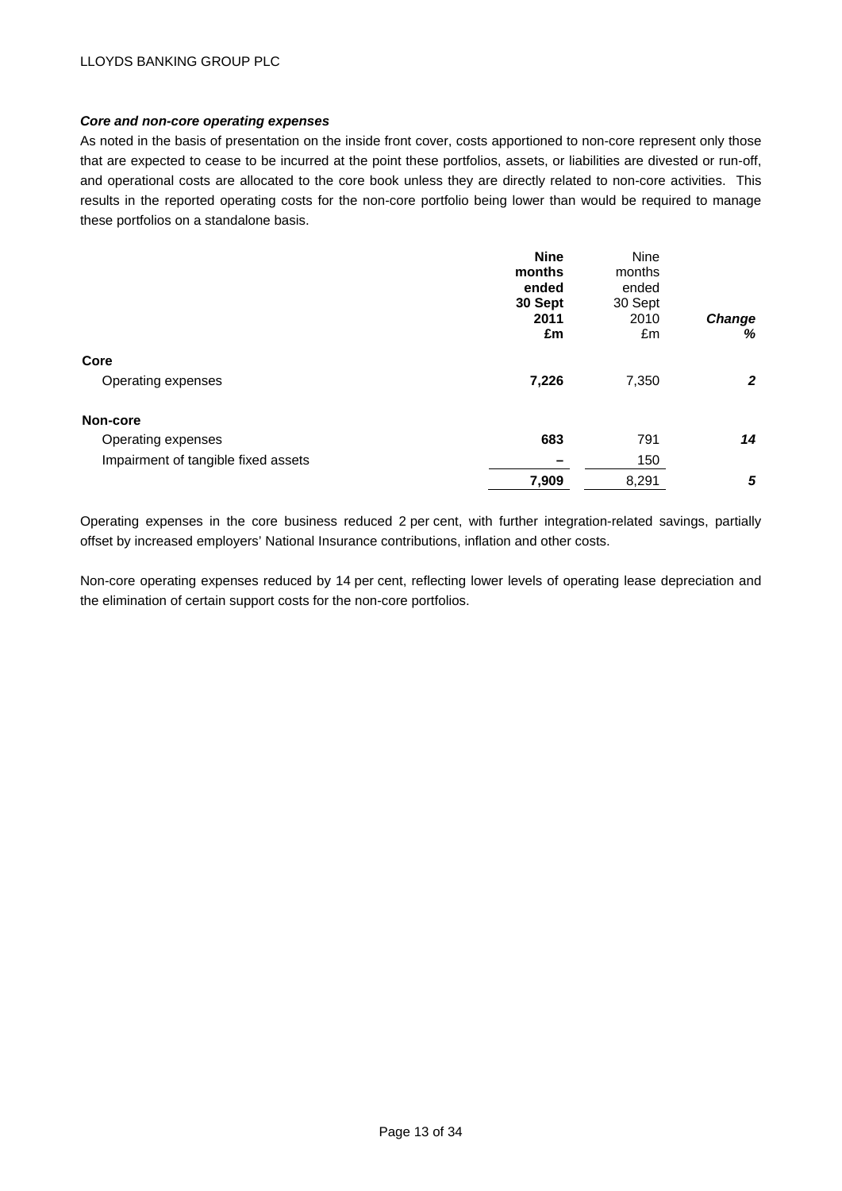***Core and non-core operating expenses***

As noted in the basis of presentation on the inside front cover, costs apportioned to non-core represent only those that are expected to cease to be incurred at the point these portfolios, assets, or liabilities are divested or run-off, and operational costs are allocated to the core book unless they are directly related to non-core activities. This results in the reported operating costs for the non-core portfolio being lower than would be required to manage these portfolios on a standalone basis.

| | **Nine months ended 30 Sept 2011 £m** | Nine months ended 30 Sept 2010 £m | ***Change %*** |
|---|---|---|---|
| **Core** | | | |
| Operating expenses | **7,226** | 7,350 | ***2*** |
| **Non-core** | | | |
| Operating expenses | **683** | 791 | ***14*** |
| Impairment of tangible fixed assets | **–** | 150 | |
| | **7,909** | 8,291 | ***5*** |

Operating expenses in the core business reduced 2 per cent, with further integration-related savings, partially offset by increased employers' National Insurance contributions, inflation and other costs.

Non-core operating expenses reduced by 14 per cent, reflecting lower levels of operating lease depreciation and the elimination of certain support costs for the non-core portfolios.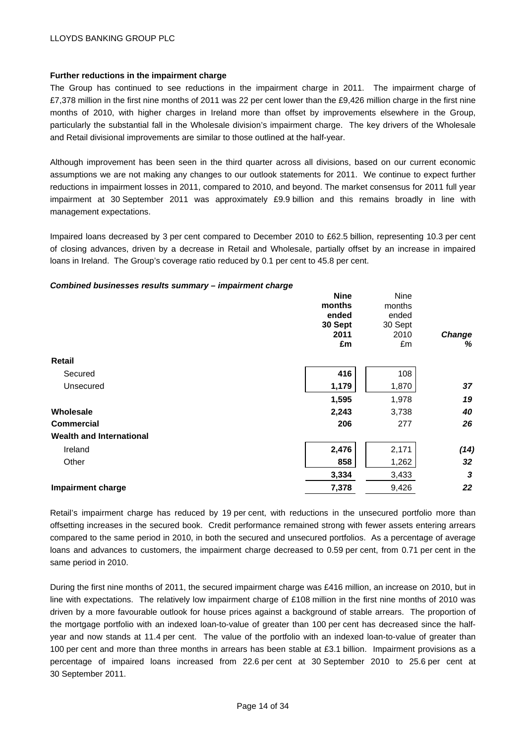**Further reductions in the impairment charge**

The Group has continued to see reductions in the impairment charge in 2011. The impairment charge of £7,378 million in the first nine months of 2011 was 22 per cent lower than the £9,426 million charge in the first nine months of 2010, with higher charges in Ireland more than offset by improvements elsewhere in the Group, particularly the substantial fall in the Wholesale division's impairment charge. The key drivers of the Wholesale and Retail divisional improvements are similar to those outlined at the half-year.

Although improvement has been seen in the third quarter across all divisions, based on our current economic assumptions we are not making any changes to our outlook statements for 2011. We continue to expect further reductions in impairment losses in 2011, compared to 2010, and beyond. The market consensus for 2011 full year impairment at 30 September 2011 was approximately £9.9 billion and this remains broadly in line with management expectations.

Impaired loans decreased by 3 per cent compared to December 2010 to £62.5 billion, representing 10.3 per cent of closing advances, driven by a decrease in Retail and Wholesale, partially offset by an increase in impaired loans in Ireland. The Group's coverage ratio reduced by 0.1 per cent to 45.8 per cent.

***Combined businesses results summary – impairment charge***

| | **Nine months ended 30 Sept 2011 £m** | Nine months ended 30 Sept 2010 £m | ***Change %*** |
|---|---|---|---|
| **Retail** | | | |
| Secured | **416** | 108 | |
| Unsecured | **1,179** | 1,870 | ***37*** |
| | **1,595** | 1,978 | ***19*** |
| **Wholesale** | **2,243** | 3,738 | ***40*** |
| **Commercial** | **206** | 277 | ***26*** |
| **Wealth and International** | | | |
| Ireland | **2,476** | 2,171 | ***(14)*** |
| Other | **858** | 1,262 | ***32*** |
| | **3,334** | 3,433 | ***3*** |
| **Impairment charge** | **7,378** | 9,426 | ***22*** |

Retail's impairment charge has reduced by 19 per cent, with reductions in the unsecured portfolio more than offsetting increases in the secured book. Credit performance remained strong with fewer assets entering arrears compared to the same period in 2010, in both the secured and unsecured portfolios. As a percentage of average loans and advances to customers, the impairment charge decreased to 0.59 per cent, from 0.71 per cent in the same period in 2010.

During the first nine months of 2011, the secured impairment charge was £416 million, an increase on 2010, but in line with expectations. The relatively low impairment charge of £108 million in the first nine months of 2010 was driven by a more favourable outlook for house prices against a background of stable arrears. The proportion of the mortgage portfolio with an indexed loan-to-value of greater than 100 per cent has decreased since the half-year and now stands at 11.4 per cent. The value of the portfolio with an indexed loan-to-value of greater than 100 per cent and more than three months in arrears has been stable at £3.1 billion. Impairment provisions as a percentage of impaired loans increased from 22.6 per cent at 30 September 2010 to 25.6 per cent at 30 September 2011.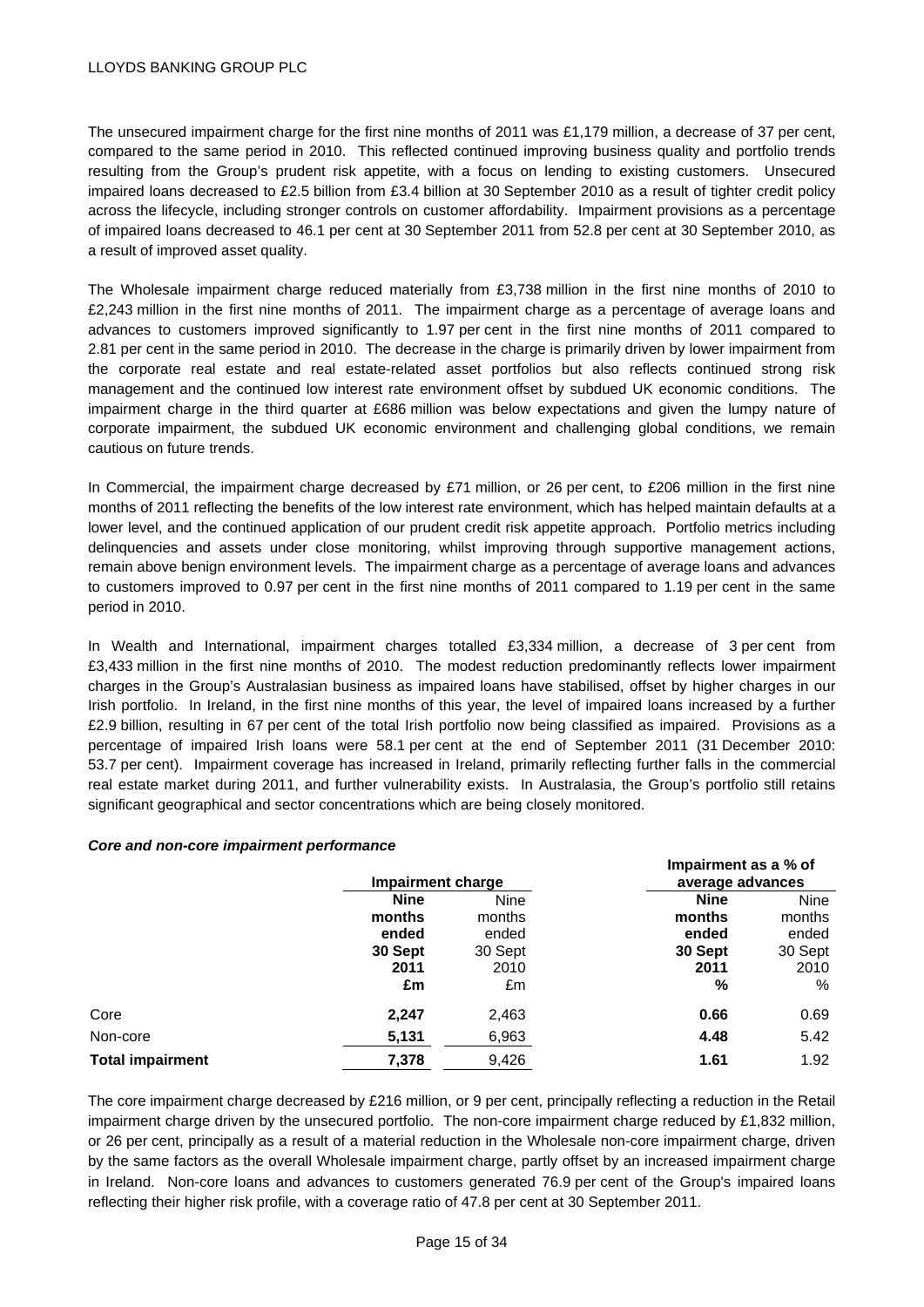The unsecured impairment charge for the first nine months of 2011 was £1,179 million, a decrease of 37 per cent, compared to the same period in 2010. This reflected continued improving business quality and portfolio trends resulting from the Group's prudent risk appetite, with a focus on lending to existing customers. Unsecured impaired loans decreased to £2.5 billion from £3.4 billion at 30 September 2010 as a result of tighter credit policy across the lifecycle, including stronger controls on customer affordability. Impairment provisions as a percentage of impaired loans decreased to 46.1 per cent at 30 September 2011 from 52.8 per cent at 30 September 2010, as a result of improved asset quality.

The Wholesale impairment charge reduced materially from £3,738 million in the first nine months of 2010 to £2,243 million in the first nine months of 2011. The impairment charge as a percentage of average loans and advances to customers improved significantly to 1.97 per cent in the first nine months of 2011 compared to 2.81 per cent in the same period in 2010. The decrease in the charge is primarily driven by lower impairment from the corporate real estate and real estate-related asset portfolios but also reflects continued strong risk management and the continued low interest rate environment offset by subdued UK economic conditions. The impairment charge in the third quarter at £686 million was below expectations and given the lumpy nature of corporate impairment, the subdued UK economic environment and challenging global conditions, we remain cautious on future trends.

In Commercial, the impairment charge decreased by £71 million, or 26 per cent, to £206 million in the first nine months of 2011 reflecting the benefits of the low interest rate environment, which has helped maintain defaults at a lower level, and the continued application of our prudent credit risk appetite approach. Portfolio metrics including delinquencies and assets under close monitoring, whilst improving through supportive management actions, remain above benign environment levels. The impairment charge as a percentage of average loans and advances to customers improved to 0.97 per cent in the first nine months of 2011 compared to 1.19 per cent in the same period in 2010.

In Wealth and International, impairment charges totalled £3,334 million, a decrease of 3 per cent from £3,433 million in the first nine months of 2010. The modest reduction predominantly reflects lower impairment charges in the Group's Australasian business as impaired loans have stabilised, offset by higher charges in our Irish portfolio. In Ireland, in the first nine months of this year, the level of impaired loans increased by a further £2.9 billion, resulting in 67 per cent of the total Irish portfolio now being classified as impaired. Provisions as a percentage of impaired Irish loans were 58.1 per cent at the end of September 2011 (31 December 2010: 53.7 per cent). Impairment coverage has increased in Ireland, primarily reflecting further falls in the commercial real estate market during 2011, and further vulnerability exists. In Australasia, the Group's portfolio still retains significant geographical and sector concentrations which are being closely monitored.

***Core and non-core impairment performance***

| | Impairment charge | | Impairment as a % of average advances | |
|---|---|---|---|---|
| | **Nine months ended 30 Sept 2011** | Nine months ended 30 Sept 2010 | **Nine months ended 30 Sept 2011** | Nine months ended 30 Sept 2010 |
| | **£m** | £m | **%** | % |
| Core | **2,247** | 2,463 | **0.66** | 0.69 |
| Non-core | **5,131** | 6,963 | **4.48** | 5.42 |
| **Total impairment** | **7,378** | 9,426 | **1.61** | 1.92 |

The core impairment charge decreased by £216 million, or 9 per cent, principally reflecting a reduction in the Retail impairment charge driven by the unsecured portfolio. The non-core impairment charge reduced by £1,832 million, or 26 per cent, principally as a result of a material reduction in the Wholesale non-core impairment charge, driven by the same factors as the overall Wholesale impairment charge, partly offset by an increased impairment charge in Ireland. Non-core loans and advances to customers generated 76.9 per cent of the Group's impaired loans reflecting their higher risk profile, with a coverage ratio of 47.8 per cent at 30 September 2011.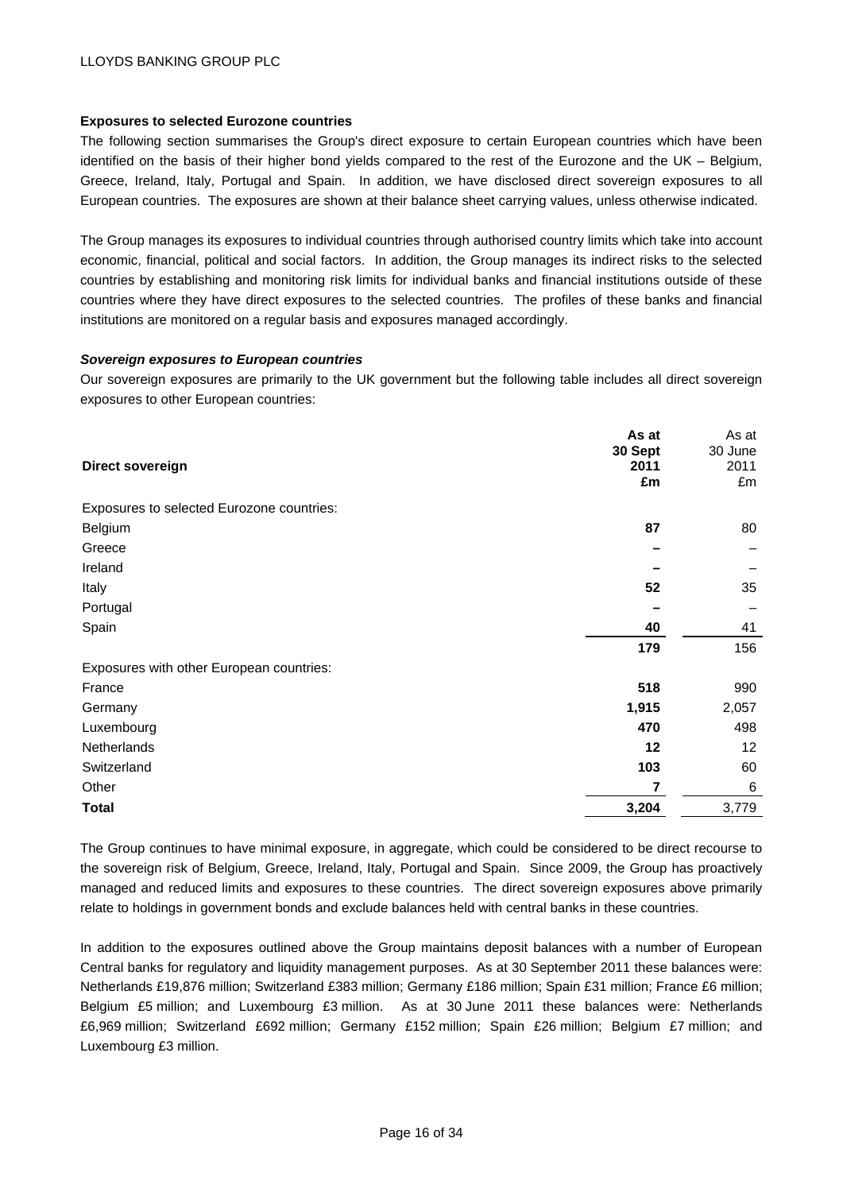## Exposures to selected Eurozone countries

The following section summarises the Group's direct exposure to certain European countries which have been identified on the basis of their higher bond yields compared to the rest of the Eurozone and the UK – Belgium, Greece, Ireland, Italy, Portugal and Spain. In addition, we have disclosed direct sovereign exposures to all European countries. The exposures are shown at their balance sheet carrying values, unless otherwise indicated.

The Group manages its exposures to individual countries through authorised country limits which take into account economic, financial, political and social factors. In addition, the Group manages its indirect risks to the selected countries by establishing and monitoring risk limits for individual banks and financial institutions outside of these countries where they have direct exposures to the selected countries. The profiles of these banks and financial institutions are monitored on a regular basis and exposures managed accordingly.

### *Sovereign exposures to European countries*

Our sovereign exposures are primarily to the UK government but the following table includes all direct sovereign exposures to other European countries:

| **Direct sovereign** | **As at 30 Sept 2011 £m** | As at 30 June 2011 £m |
|---|---|---|
| Exposures to selected Eurozone countries: | | |
| Belgium | **87** | 80 |
| Greece | **–** | – |
| Ireland | **–** | – |
| Italy | **52** | 35 |
| Portugal | **–** | – |
| Spain | **40** | 41 |
| | **179** | 156 |
| Exposures with other European countries: | | |
| France | **518** | 990 |
| Germany | **1,915** | 2,057 |
| Luxembourg | **470** | 498 |
| Netherlands | **12** | 12 |
| Switzerland | **103** | 60 |
| Other | **7** | 6 |
| **Total** | **3,204** | 3,779 |

The Group continues to have minimal exposure, in aggregate, which could be considered to be direct recourse to the sovereign risk of Belgium, Greece, Ireland, Italy, Portugal and Spain. Since 2009, the Group has proactively managed and reduced limits and exposures to these countries. The direct sovereign exposures above primarily relate to holdings in government bonds and exclude balances held with central banks in these countries.

In addition to the exposures outlined above the Group maintains deposit balances with a number of European Central banks for regulatory and liquidity management purposes. As at 30 September 2011 these balances were: Netherlands £19,876 million; Switzerland £383 million; Germany £186 million; Spain £31 million; France £6 million; Belgium £5 million; and Luxembourg £3 million. As at 30 June 2011 these balances were: Netherlands £6,969 million; Switzerland £692 million; Germany £152 million; Spain £26 million; Belgium £7 million; and Luxembourg £3 million.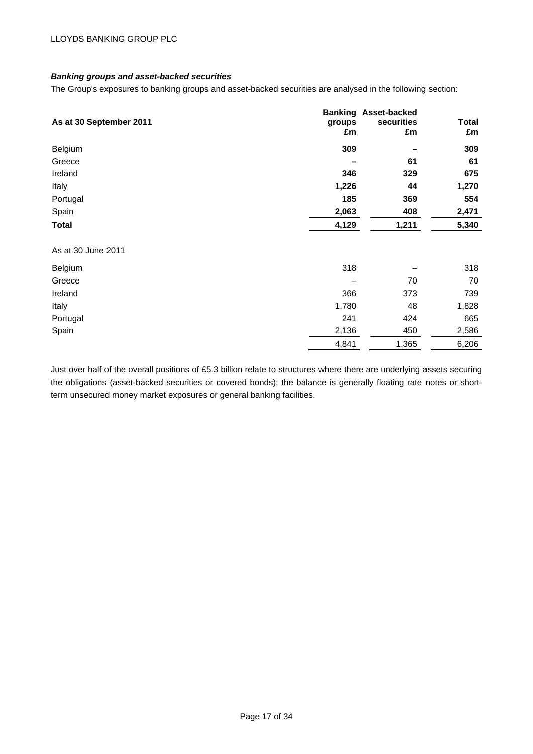***Banking groups and asset-backed securities***

The Group's exposures to banking groups and asset-backed securities are analysed in the following section:

| **As at 30 September 2011** | **Banking groups £m** | **Asset-backed securities £m** | **Total £m** |
|---|---|---|---|
| Belgium | **309** | **–** | **309** |
| Greece | **–** | **61** | **61** |
| Ireland | **346** | **329** | **675** |
| Italy | **1,226** | **44** | **1,270** |
| Portugal | **185** | **369** | **554** |
| Spain | **2,063** | **408** | **2,471** |
| **Total** | **4,129** | **1,211** | **5,340** |
| | | | |
| As at 30 June 2011 | | | |
| Belgium | 318 | – | 318 |
| Greece | – | 70 | 70 |
| Ireland | 366 | 373 | 739 |
| Italy | 1,780 | 48 | 1,828 |
| Portugal | 241 | 424 | 665 |
| Spain | 2,136 | 450 | 2,586 |
| | 4,841 | 1,365 | 6,206 |

Just over half of the overall positions of £5.3 billion relate to structures where there are underlying assets securing the obligations (asset-backed securities or covered bonds); the balance is generally floating rate notes or short-term unsecured money market exposures or general banking facilities.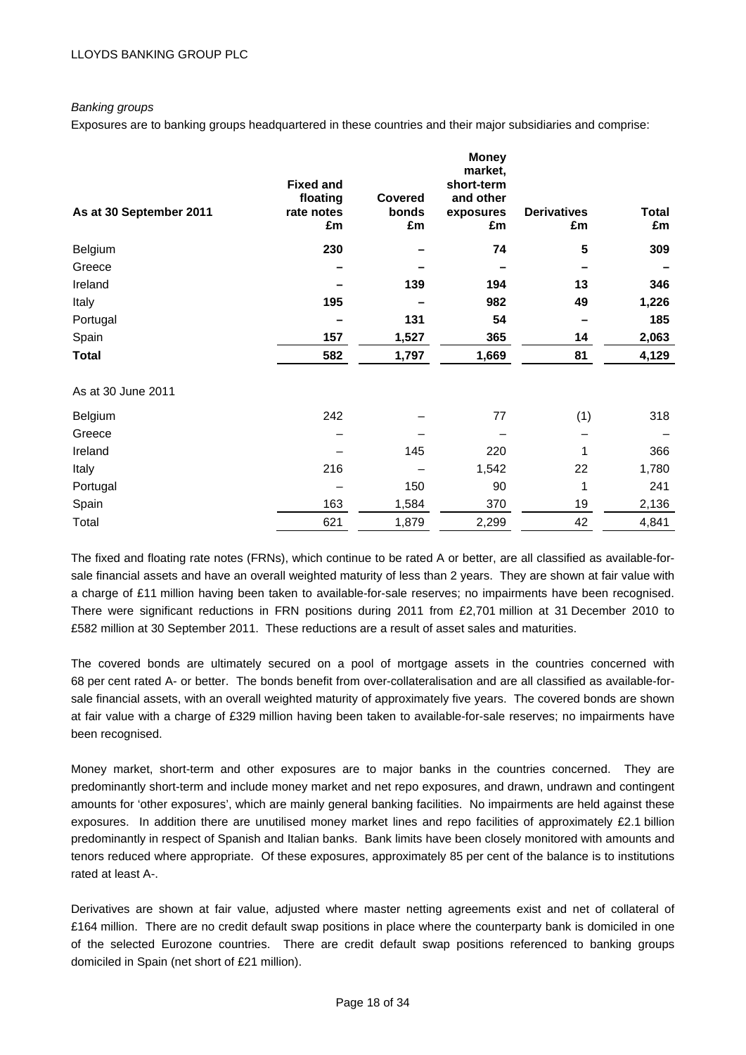*Banking groups*

Exposures are to banking groups headquartered in these countries and their major subsidiaries and comprise:

| As at 30 September 2011 | Fixed and floating rate notes £m | Covered bonds £m | Money market, short-term and other exposures £m | Derivatives £m | Total £m |
|---|---|---|---|---|---|
| Belgium | **230** | **–** | **74** | **5** | **309** |
| Greece | **–** | **–** | **–** | **–** | **–** |
| Ireland | **–** | **139** | **194** | **13** | **346** |
| Italy | **195** | **–** | **982** | **49** | **1,226** |
| Portugal | **–** | **131** | **54** | **–** | **185** |
| Spain | **157** | **1,527** | **365** | **14** | **2,063** |
| **Total** | **582** | **1,797** | **1,669** | **81** | **4,129** |
| As at 30 June 2011 | | | | | |
| Belgium | 242 | – | 77 | (1) | 318 |
| Greece | – | – | – | – | – |
| Ireland | – | 145 | 220 | 1 | 366 |
| Italy | 216 | – | 1,542 | 22 | 1,780 |
| Portugal | – | 150 | 90 | 1 | 241 |
| Spain | 163 | 1,584 | 370 | 19 | 2,136 |
| Total | 621 | 1,879 | 2,299 | 42 | 4,841 |

The fixed and floating rate notes (FRNs), which continue to be rated A or better, are all classified as available-for-sale financial assets and have an overall weighted maturity of less than 2 years. They are shown at fair value with a charge of £11 million having been taken to available-for-sale reserves; no impairments have been recognised. There were significant reductions in FRN positions during 2011 from £2,701 million at 31 December 2010 to £582 million at 30 September 2011. These reductions are a result of asset sales and maturities.

The covered bonds are ultimately secured on a pool of mortgage assets in the countries concerned with 68 per cent rated A- or better. The bonds benefit from over-collateralisation and are all classified as available-for-sale financial assets, with an overall weighted maturity of approximately five years. The covered bonds are shown at fair value with a charge of £329 million having been taken to available-for-sale reserves; no impairments have been recognised.

Money market, short-term and other exposures are to major banks in the countries concerned. They are predominantly short-term and include money market and net repo exposures, and drawn, undrawn and contingent amounts for 'other exposures', which are mainly general banking facilities. No impairments are held against these exposures. In addition there are unutilised money market lines and repo facilities of approximately £2.1 billion predominantly in respect of Spanish and Italian banks. Bank limits have been closely monitored with amounts and tenors reduced where appropriate. Of these exposures, approximately 85 per cent of the balance is to institutions rated at least A-.

Derivatives are shown at fair value, adjusted where master netting agreements exist and net of collateral of £164 million. There are no credit default swap positions in place where the counterparty bank is domiciled in one of the selected Eurozone countries. There are credit default swap positions referenced to banking groups domiciled in Spain (net short of £21 million).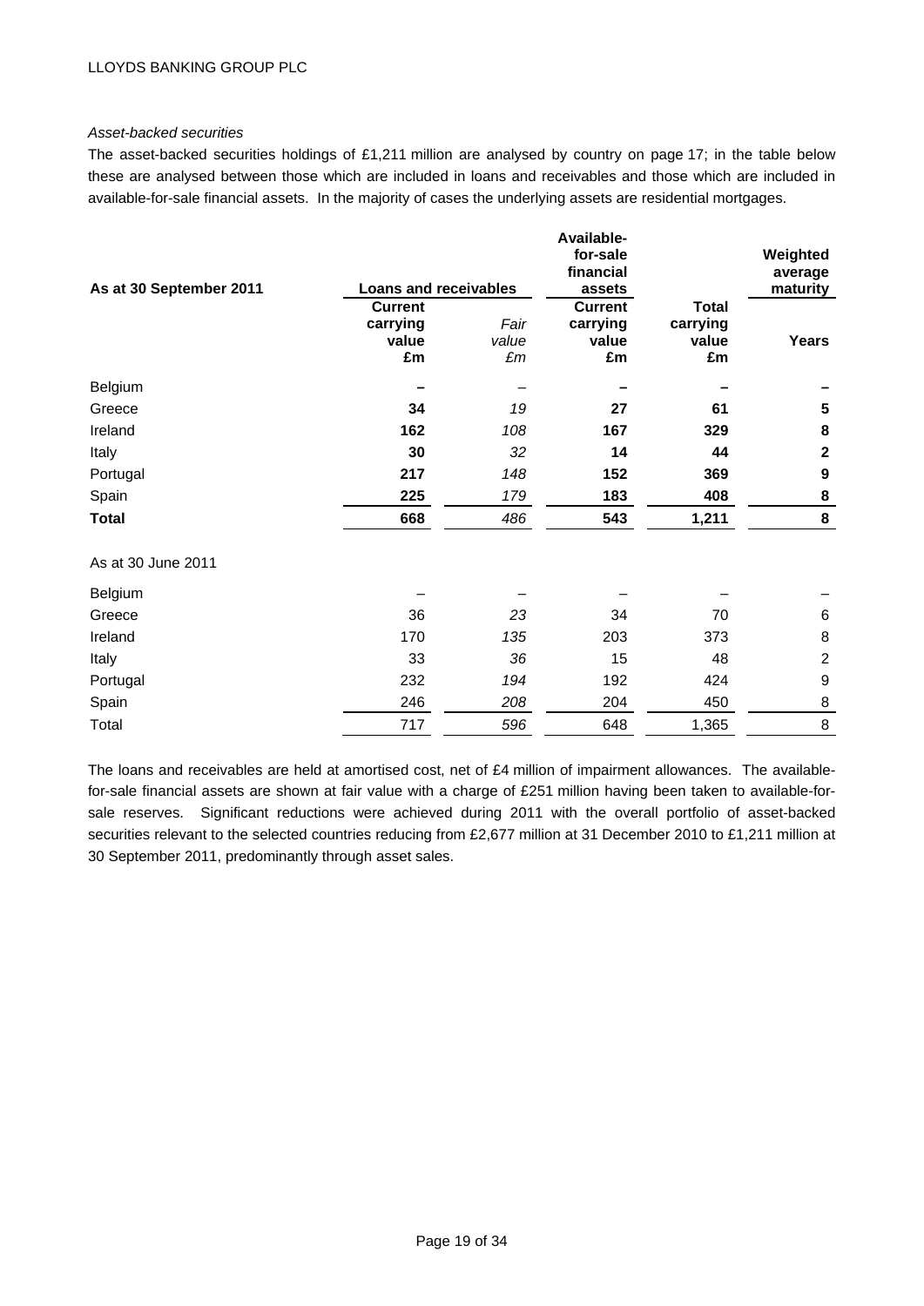*Asset-backed securities*

The asset-backed securities holdings of £1,211 million are analysed by country on page 17; in the table below these are analysed between those which are included in loans and receivables and those which are included in available-for-sale financial assets. In the majority of cases the underlying assets are residential mortgages.

| **As at 30 September 2011** | **Loans and receivables** | | **Available-for-sale financial assets** | | **Weighted average maturity** |
|---|---|---|---|---|---|
| | **Current carrying value £m** | *Fair value £m* | **Current carrying value £m** | **Total carrying value £m** | **Years** |
| Belgium | **–** | – | **–** | **–** | **–** |
| Greece | **34** | *19* | **27** | **61** | **5** |
| Ireland | **162** | *108* | **167** | **329** | **8** |
| Italy | **30** | *32* | **14** | **44** | **2** |
| Portugal | **217** | *148* | **152** | **369** | **9** |
| Spain | **225** | *179* | **183** | **408** | **8** |
| **Total** | **668** | *486* | **543** | **1,211** | **8** |
| As at 30 June 2011 | | | | | |
| Belgium | – | – | – | – | – |
| Greece | 36 | *23* | 34 | 70 | 6 |
| Ireland | 170 | *135* | 203 | 373 | 8 |
| Italy | 33 | *36* | 15 | 48 | 2 |
| Portugal | 232 | *194* | 192 | 424 | 9 |
| Spain | 246 | *208* | 204 | 450 | 8 |
| Total | 717 | *596* | 648 | 1,365 | 8 |

The loans and receivables are held at amortised cost, net of £4 million of impairment allowances. The available-for-sale financial assets are shown at fair value with a charge of £251 million having been taken to available-for-sale reserves. Significant reductions were achieved during 2011 with the overall portfolio of asset-backed securities relevant to the selected countries reducing from £2,677 million at 31 December 2010 to £1,211 million at 30 September 2011, predominantly through asset sales.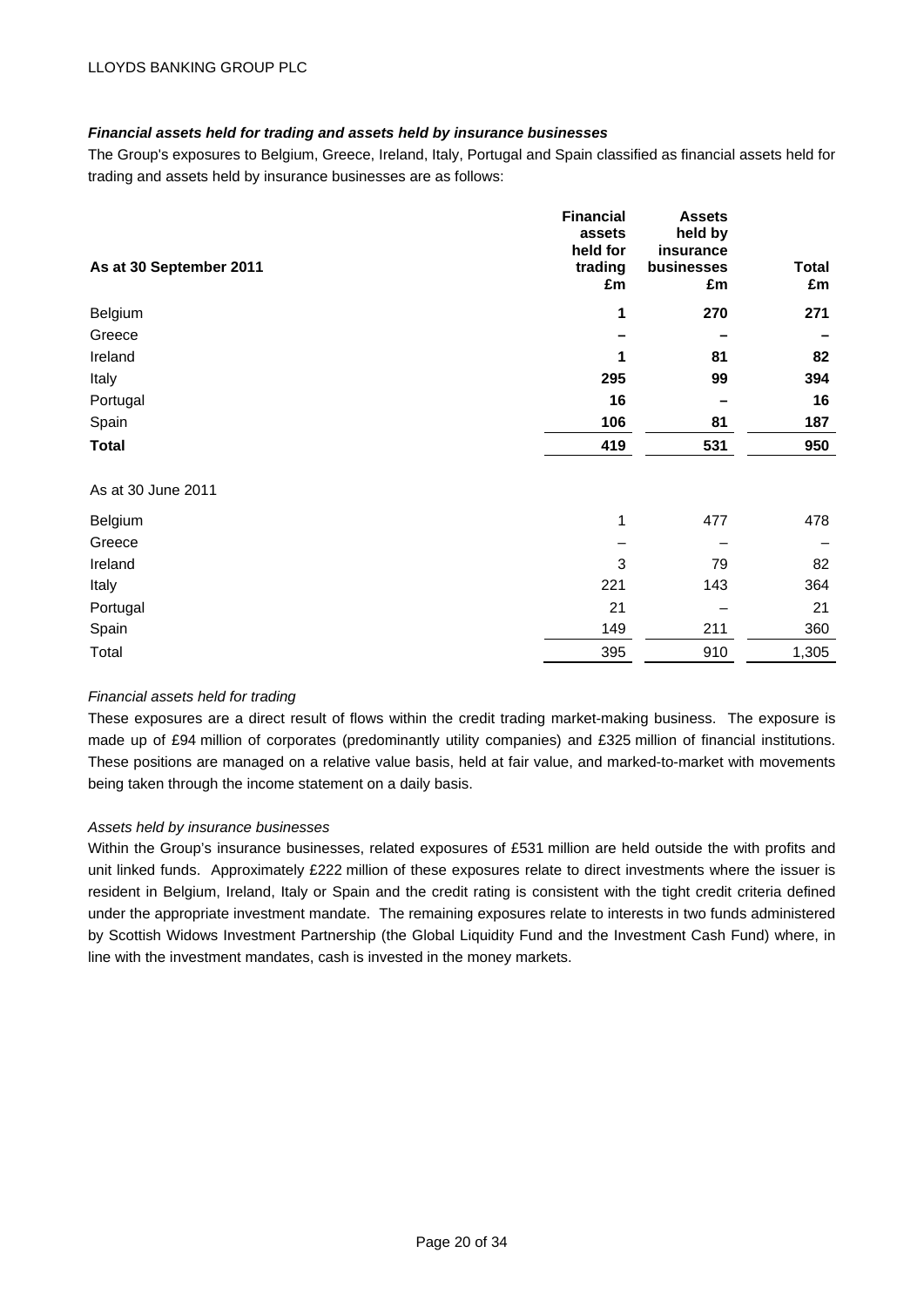***Financial assets held for trading and assets held by insurance businesses***

The Group's exposures to Belgium, Greece, Ireland, Italy, Portugal and Spain classified as financial assets held for trading and assets held by insurance businesses are as follows:

| **As at 30 September 2011** | **Financial assets held for trading £m** | **Assets held by insurance businesses £m** | **Total £m** |
|---|---|---|---|
| Belgium | **1** | **270** | **271** |
| Greece | **–** | **–** | **–** |
| Ireland | **1** | **81** | **82** |
| Italy | **295** | **99** | **394** |
| Portugal | **16** | **–** | **16** |
| Spain | **106** | **81** | **187** |
| **Total** | **419** | **531** | **950** |
| | | | |
| As at 30 June 2011 | | | |
| Belgium | 1 | 477 | 478 |
| Greece | – | – | – |
| Ireland | 3 | 79 | 82 |
| Italy | 221 | 143 | 364 |
| Portugal | 21 | – | 21 |
| Spain | 149 | 211 | 360 |
| Total | 395 | 910 | 1,305 |

*Financial assets held for trading*

These exposures are a direct result of flows within the credit trading market-making business. The exposure is made up of £94 million of corporates (predominantly utility companies) and £325 million of financial institutions. These positions are managed on a relative value basis, held at fair value, and marked-to-market with movements being taken through the income statement on a daily basis.

*Assets held by insurance businesses*

Within the Group's insurance businesses, related exposures of £531 million are held outside the with profits and unit linked funds. Approximately £222 million of these exposures relate to direct investments where the issuer is resident in Belgium, Ireland, Italy or Spain and the credit rating is consistent with the tight credit criteria defined under the appropriate investment mandate. The remaining exposures relate to interests in two funds administered by Scottish Widows Investment Partnership (the Global Liquidity Fund and the Investment Cash Fund) where, in line with the investment mandates, cash is invested in the money markets.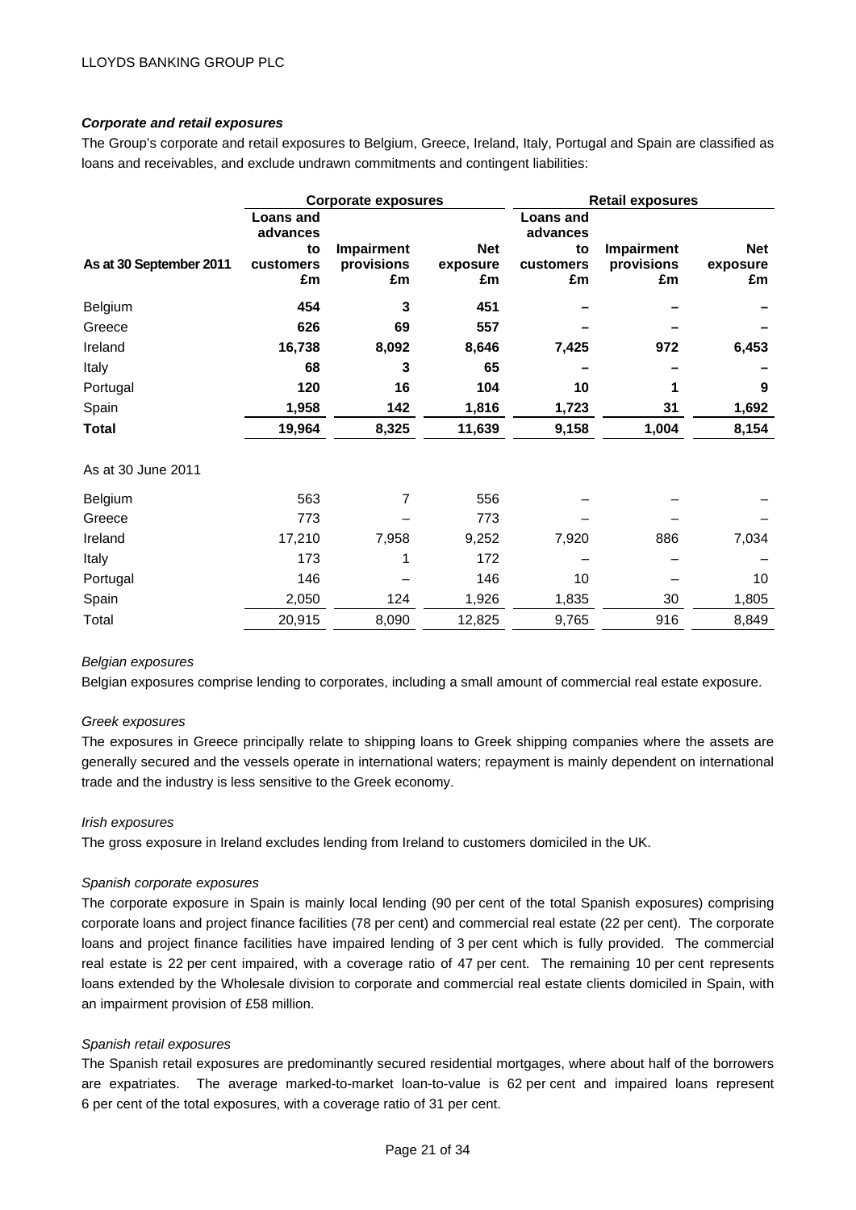### *Corporate and retail exposures*

The Group's corporate and retail exposures to Belgium, Greece, Ireland, Italy, Portugal and Spain are classified as loans and receivables, and exclude undrawn commitments and contingent liabilities:

| | Corporate exposures | | | Retail exposures | | |
|---|---|---|---|---|---|---|
| **As at 30 September 2011** | **Loans and advances to customers £m** | **Impairment provisions £m** | **Net exposure £m** | **Loans and advances to customers £m** | **Impairment provisions £m** | **Net exposure £m** |
| Belgium | **454** | **3** | **451** | **–** | **–** | **–** |
| Greece | **626** | **69** | **557** | **–** | **–** | **–** |
| Ireland | **16,738** | **8,092** | **8,646** | **7,425** | **972** | **6,453** |
| Italy | **68** | **3** | **65** | **–** | **–** | **–** |
| Portugal | **120** | **16** | **104** | **10** | **1** | **9** |
| Spain | **1,958** | **142** | **1,816** | **1,723** | **31** | **1,692** |
| **Total** | **19,964** | **8,325** | **11,639** | **9,158** | **1,004** | **8,154** |
| As at 30 June 2011 | | | | | | |
| Belgium | 563 | 7 | 556 | – | – | – |
| Greece | 773 | – | 773 | – | – | – |
| Ireland | 17,210 | 7,958 | 9,252 | 7,920 | 886 | 7,034 |
| Italy | 173 | 1 | 172 | – | – | – |
| Portugal | 146 | – | 146 | 10 | – | 10 |
| Spain | 2,050 | 124 | 1,926 | 1,835 | 30 | 1,805 |
| Total | 20,915 | 8,090 | 12,825 | 9,765 | 916 | 8,849 |

*Belgian exposures*

Belgian exposures comprise lending to corporates, including a small amount of commercial real estate exposure.

*Greek exposures*

The exposures in Greece principally relate to shipping loans to Greek shipping companies where the assets are generally secured and the vessels operate in international waters; repayment is mainly dependent on international trade and the industry is less sensitive to the Greek economy.

*Irish exposures*

The gross exposure in Ireland excludes lending from Ireland to customers domiciled in the UK.

*Spanish corporate exposures*

The corporate exposure in Spain is mainly local lending (90 per cent of the total Spanish exposures) comprising corporate loans and project finance facilities (78 per cent) and commercial real estate (22 per cent). The corporate loans and project finance facilities have impaired lending of 3 per cent which is fully provided. The commercial real estate is 22 per cent impaired, with a coverage ratio of 47 per cent. The remaining 10 per cent represents loans extended by the Wholesale division to corporate and commercial real estate clients domiciled in Spain, with an impairment provision of £58 million.

*Spanish retail exposures*

The Spanish retail exposures are predominantly secured residential mortgages, where about half of the borrowers are expatriates. The average marked-to-market loan-to-value is 62 per cent and impaired loans represent 6 per cent of the total exposures, with a coverage ratio of 31 per cent.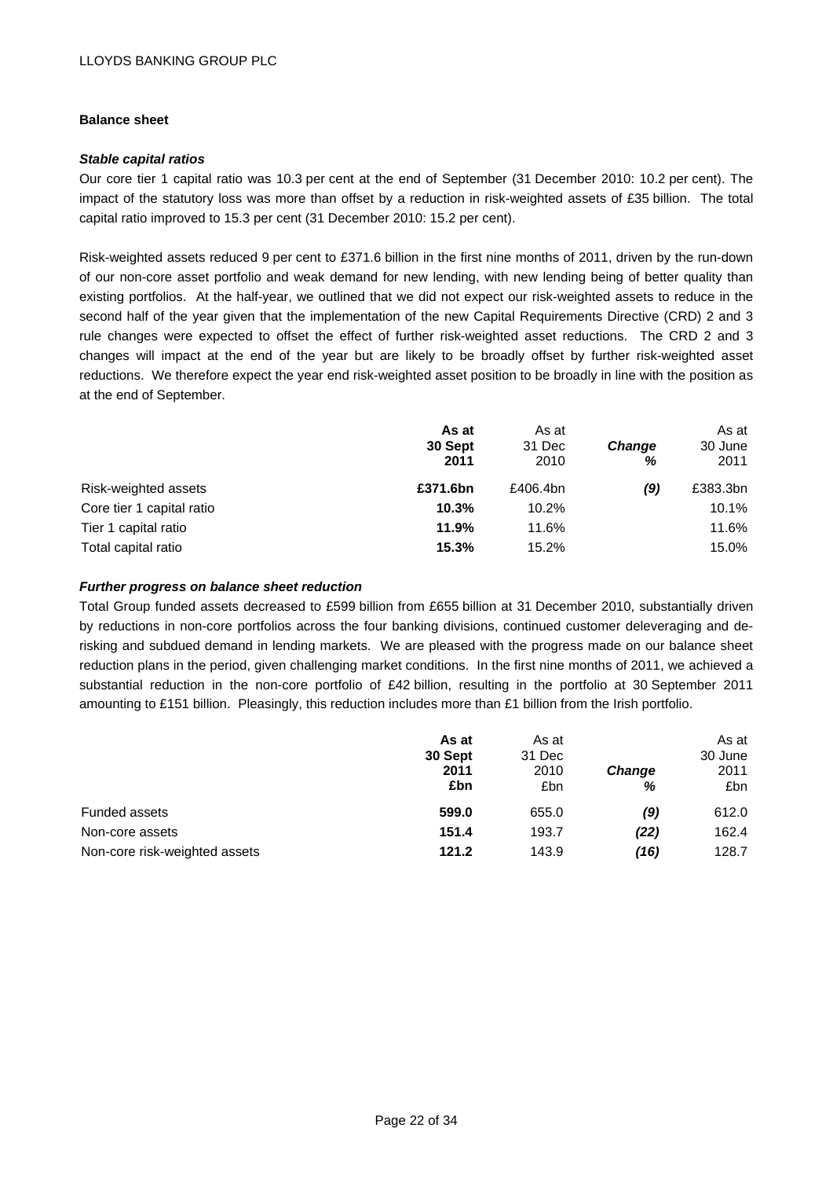**Balance sheet**

***Stable capital ratios***

Our core tier 1 capital ratio was 10.3 per cent at the end of September (31 December 2010: 10.2 per cent). The impact of the statutory loss was more than offset by a reduction in risk-weighted assets of £35 billion. The total capital ratio improved to 15.3 per cent (31 December 2010: 15.2 per cent).

Risk-weighted assets reduced 9 per cent to £371.6 billion in the first nine months of 2011, driven by the run-down of our non-core asset portfolio and weak demand for new lending, with new lending being of better quality than existing portfolios. At the half-year, we outlined that we did not expect our risk-weighted assets to reduce in the second half of the year given that the implementation of the new Capital Requirements Directive (CRD) 2 and 3 rule changes were expected to offset the effect of further risk-weighted asset reductions. The CRD 2 and 3 changes will impact at the end of the year but are likely to be broadly offset by further risk-weighted asset reductions. We therefore expect the year end risk-weighted asset position to be broadly in line with the position as at the end of September.

| | **As at 30 Sept 2011** | As at 31 Dec 2010 | ***Change %*** | As at 30 June 2011 |
|---|---|---|---|---|
| Risk-weighted assets | **£371.6bn** | £406.4bn | ***(9)*** | £383.3bn |
| Core tier 1 capital ratio | **10.3%** | 10.2% | | 10.1% |
| Tier 1 capital ratio | **11.9%** | 11.6% | | 11.6% |
| Total capital ratio | **15.3%** | 15.2% | | 15.0% |

***Further progress on balance sheet reduction***

Total Group funded assets decreased to £599 billion from £655 billion at 31 December 2010, substantially driven by reductions in non-core portfolios across the four banking divisions, continued customer deleveraging and de-risking and subdued demand in lending markets. We are pleased with the progress made on our balance sheet reduction plans in the period, given challenging market conditions. In the first nine months of 2011, we achieved a substantial reduction in the non-core portfolio of £42 billion, resulting in the portfolio at 30 September 2011 amounting to £151 billion. Pleasingly, this reduction includes more than £1 billion from the Irish portfolio.

| | **As at 30 Sept 2011 £bn** | As at 31 Dec 2010 £bn | ***Change %*** | As at 30 June 2011 £bn |
|---|---|---|---|---|
| Funded assets | **599.0** | 655.0 | ***(9)*** | 612.0 |
| Non-core assets | **151.4** | 193.7 | ***(22)*** | 162.4 |
| Non-core risk-weighted assets | **121.2** | 143.9 | ***(16)*** | 128.7 |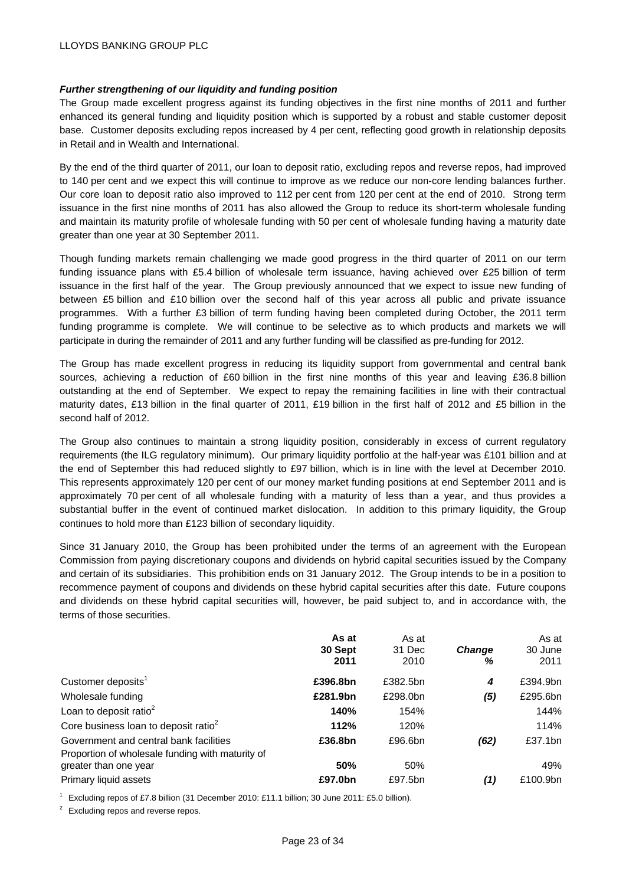***Further strengthening of our liquidity and funding position***

The Group made excellent progress against its funding objectives in the first nine months of 2011 and further enhanced its general funding and liquidity position which is supported by a robust and stable customer deposit base. Customer deposits excluding repos increased by 4 per cent, reflecting good growth in relationship deposits in Retail and in Wealth and International.

By the end of the third quarter of 2011, our loan to deposit ratio, excluding repos and reverse repos, had improved to 140 per cent and we expect this will continue to improve as we reduce our non-core lending balances further. Our core loan to deposit ratio also improved to 112 per cent from 120 per cent at the end of 2010. Strong term issuance in the first nine months of 2011 has also allowed the Group to reduce its short-term wholesale funding and maintain its maturity profile of wholesale funding with 50 per cent of wholesale funding having a maturity date greater than one year at 30 September 2011.

Though funding markets remain challenging we made good progress in the third quarter of 2011 on our term funding issuance plans with £5.4 billion of wholesale term issuance, having achieved over £25 billion of term issuance in the first half of the year. The Group previously announced that we expect to issue new funding of between £5 billion and £10 billion over the second half of this year across all public and private issuance programmes. With a further £3 billion of term funding having been completed during October, the 2011 term funding programme is complete. We will continue to be selective as to which products and markets we will participate in during the remainder of 2011 and any further funding will be classified as pre-funding for 2012.

The Group has made excellent progress in reducing its liquidity support from governmental and central bank sources, achieving a reduction of £60 billion in the first nine months of this year and leaving £36.8 billion outstanding at the end of September. We expect to repay the remaining facilities in line with their contractual maturity dates, £13 billion in the final quarter of 2011, £19 billion in the first half of 2012 and £5 billion in the second half of 2012.

The Group also continues to maintain a strong liquidity position, considerably in excess of current regulatory requirements (the ILG regulatory minimum). Our primary liquidity portfolio at the half-year was £101 billion and at the end of September this had reduced slightly to £97 billion, which is in line with the level at December 2010. This represents approximately 120 per cent of our money market funding positions at end September 2011 and is approximately 70 per cent of all wholesale funding with a maturity of less than a year, and thus provides a substantial buffer in the event of continued market dislocation. In addition to this primary liquidity, the Group continues to hold more than £123 billion of secondary liquidity.

Since 31 January 2010, the Group has been prohibited under the terms of an agreement with the European Commission from paying discretionary coupons and dividends on hybrid capital securities issued by the Company and certain of its subsidiaries. This prohibition ends on 31 January 2012. The Group intends to be in a position to recommence payment of coupons and dividends on these hybrid capital securities after this date. Future coupons and dividends on these hybrid capital securities will, however, be paid subject to, and in accordance with, the terms of those securities.

| | **As at 30 Sept 2011** | As at 31 Dec 2010 | ***Change %*** | As at 30 June 2011 |
|---|---|---|---|---|
| Customer deposits[1] | **£396.8bn** | £382.5bn | ***4*** | £394.9bn |
| Wholesale funding | **£281.9bn** | £298.0bn | ***(5)*** | £295.6bn |
| Loan to deposit ratio[2] | **140%** | 154% | | 144% |
| Core business loan to deposit ratio[2] | **112%** | 120% | | 114% |
| Government and central bank facilities | **£36.8bn** | £96.6bn | ***(62)*** | £37.1bn |
| Proportion of wholesale funding with maturity of greater than one year | **50%** | 50% | | 49% |
| Primary liquid assets | **£97.0bn** | £97.5bn | ***(1)*** | £100.9bn |

[1] Excluding repos of £7.8 billion (31 December 2010: £11.1 billion; 30 June 2011: £5.0 billion).

[2] Excluding repos and reverse repos.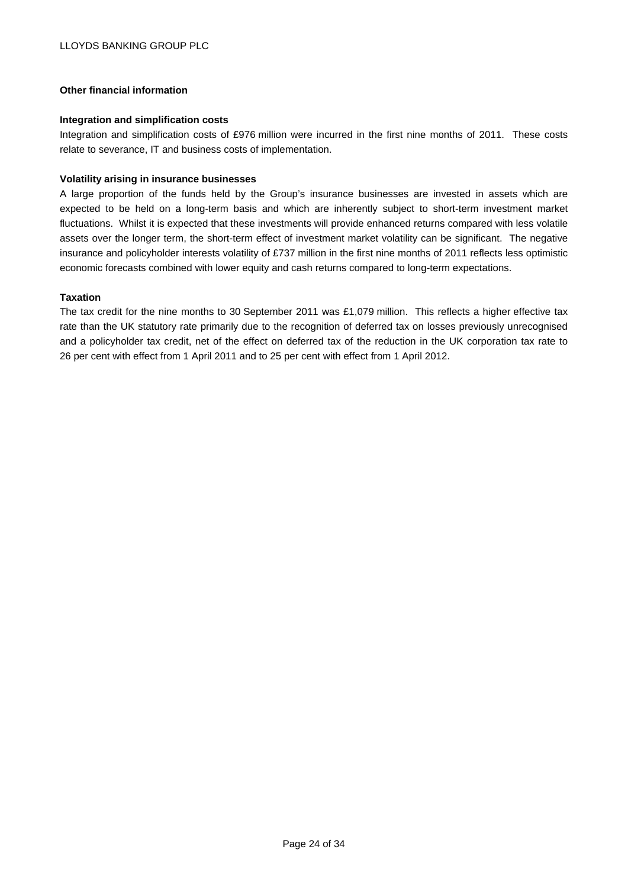## Other financial information

### Integration and simplification costs

Integration and simplification costs of £976 million were incurred in the first nine months of 2011. These costs relate to severance, IT and business costs of implementation.

### Volatility arising in insurance businesses

A large proportion of the funds held by the Group's insurance businesses are invested in assets which are expected to be held on a long-term basis and which are inherently subject to short-term investment market fluctuations. Whilst it is expected that these investments will provide enhanced returns compared with less volatile assets over the longer term, the short-term effect of investment market volatility can be significant. The negative insurance and policyholder interests volatility of £737 million in the first nine months of 2011 reflects less optimistic economic forecasts combined with lower equity and cash returns compared to long-term expectations.

### Taxation

The tax credit for the nine months to 30 September 2011 was £1,079 million. This reflects a higher effective tax rate than the UK statutory rate primarily due to the recognition of deferred tax on losses previously unrecognised and a policyholder tax credit, net of the effect on deferred tax of the reduction in the UK corporation tax rate to 26 per cent with effect from 1 April 2011 and to 25 per cent with effect from 1 April 2012.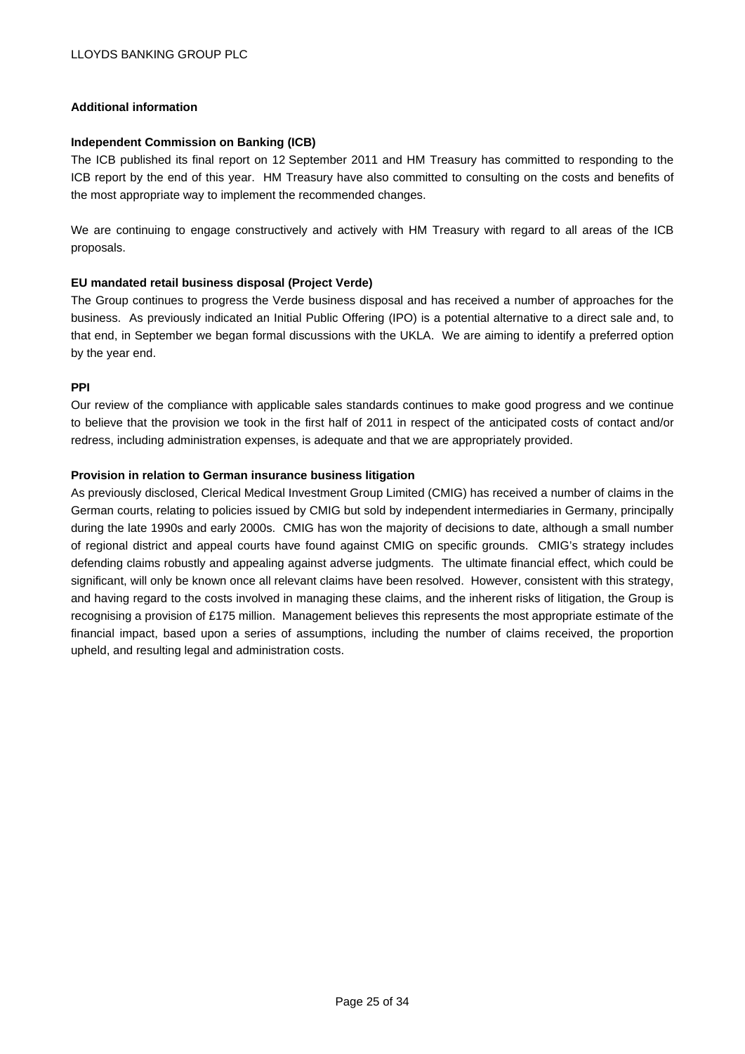## Additional information

### Independent Commission on Banking (ICB)

The ICB published its final report on 12 September 2011 and HM Treasury has committed to responding to the ICB report by the end of this year. HM Treasury have also committed to consulting on the costs and benefits of the most appropriate way to implement the recommended changes.

We are continuing to engage constructively and actively with HM Treasury with regard to all areas of the ICB proposals.

### EU mandated retail business disposal (Project Verde)

The Group continues to progress the Verde business disposal and has received a number of approaches for the business. As previously indicated an Initial Public Offering (IPO) is a potential alternative to a direct sale and, to that end, in September we began formal discussions with the UKLA. We are aiming to identify a preferred option by the year end.

### PPI

Our review of the compliance with applicable sales standards continues to make good progress and we continue to believe that the provision we took in the first half of 2011 in respect of the anticipated costs of contact and/or redress, including administration expenses, is adequate and that we are appropriately provided.

### Provision in relation to German insurance business litigation

As previously disclosed, Clerical Medical Investment Group Limited (CMIG) has received a number of claims in the German courts, relating to policies issued by CMIG but sold by independent intermediaries in Germany, principally during the late 1990s and early 2000s. CMIG has won the majority of decisions to date, although a small number of regional district and appeal courts have found against CMIG on specific grounds. CMIG's strategy includes defending claims robustly and appealing against adverse judgments. The ultimate financial effect, which could be significant, will only be known once all relevant claims have been resolved. However, consistent with this strategy, and having regard to the costs involved in managing these claims, and the inherent risks of litigation, the Group is recognising a provision of £175 million. Management believes this represents the most appropriate estimate of the financial impact, based upon a series of assumptions, including the number of claims received, the proportion upheld, and resulting legal and administration costs.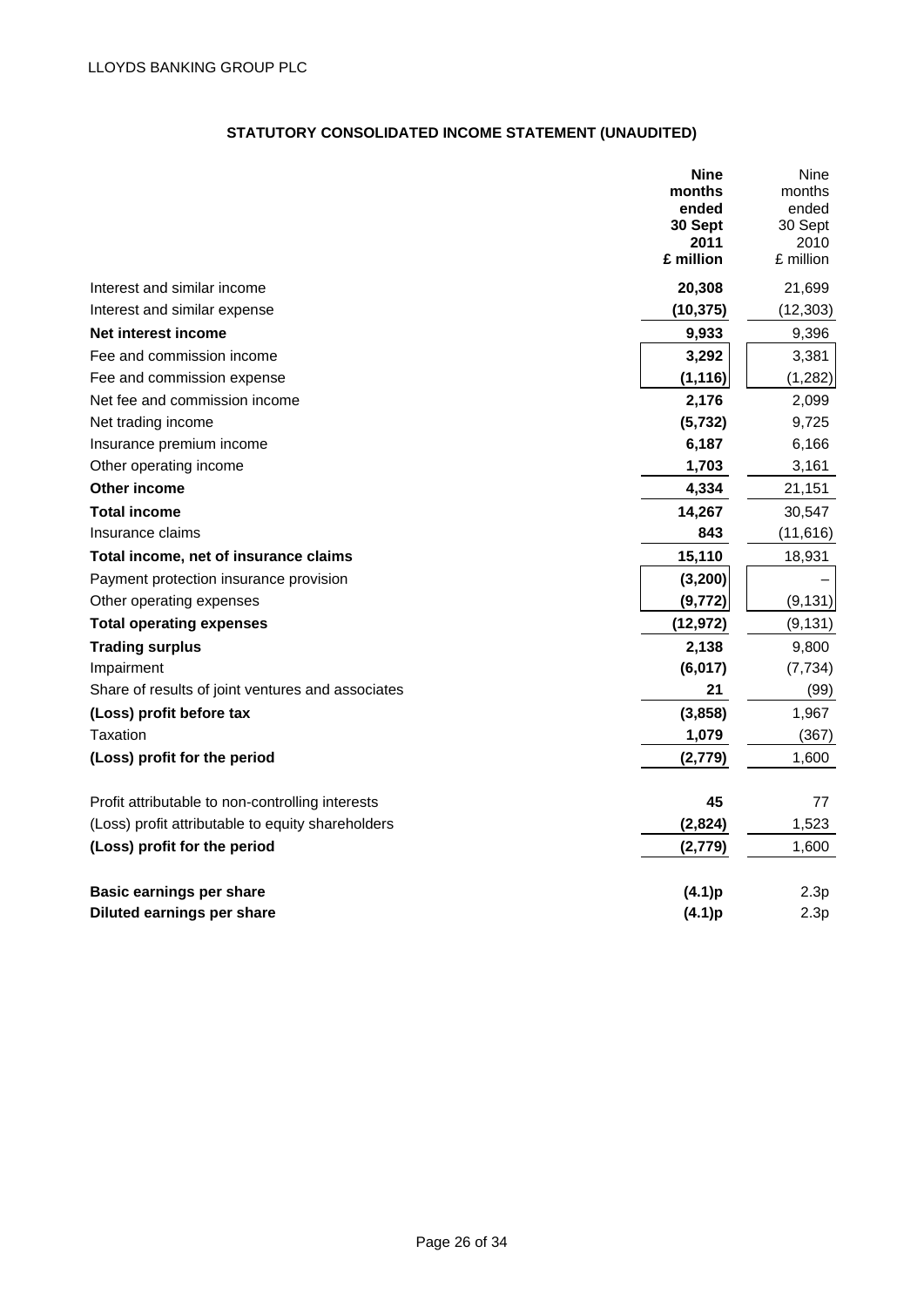LLOYDS BANKING GROUP PLC

## STATUTORY CONSOLIDATED INCOME STATEMENT (UNAUDITED)

| | **Nine months ended 30 Sept 2011 £ million** | Nine months ended 30 Sept 2010 £ million |
|---|---|---|
| Interest and similar income | **20,308** | 21,699 |
| Interest and similar expense | **(10,375)** | (12,303) |
| **Net interest income** | **9,933** | 9,396 |
| Fee and commission income | **3,292** | 3,381 |
| Fee and commission expense | **(1,116)** | (1,282) |
| Net fee and commission income | **2,176** | 2,099 |
| Net trading income | **(5,732)** | 9,725 |
| Insurance premium income | **6,187** | 6,166 |
| Other operating income | **1,703** | 3,161 |
| **Other income** | **4,334** | 21,151 |
| **Total income** | **14,267** | 30,547 |
| Insurance claims | **843** | (11,616) |
| **Total income, net of insurance claims** | **15,110** | 18,931 |
| Payment protection insurance provision | **(3,200)** | – |
| Other operating expenses | **(9,772)** | (9,131) |
| **Total operating expenses** | **(12,972)** | (9,131) |
| **Trading surplus** | **2,138** | 9,800 |
| Impairment | **(6,017)** | (7,734) |
| Share of results of joint ventures and associates | **21** | (99) |
| **(Loss) profit before tax** | **(3,858)** | 1,967 |
| Taxation | **1,079** | (367) |
| **(Loss) profit for the period** | **(2,779)** | 1,600 |
| | | |
| Profit attributable to non-controlling interests | **45** | 77 |
| (Loss) profit attributable to equity shareholders | **(2,824)** | 1,523 |
| **(Loss) profit for the period** | **(2,779)** | 1,600 |
| | | |
| **Basic earnings per share** | **(4.1)p** | 2.3p |
| **Diluted earnings per share** | **(4.1)p** | 2.3p |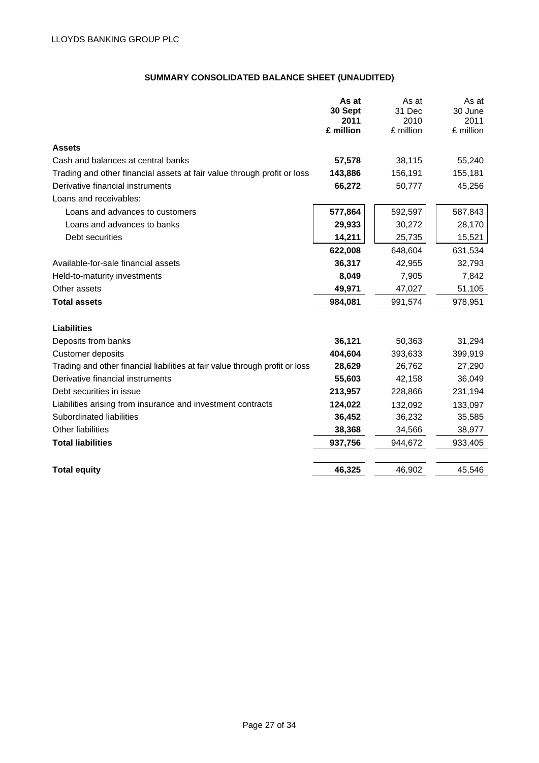LLOYDS BANKING GROUP PLC

## SUMMARY CONSOLIDATED BALANCE SHEET (UNAUDITED)

| | **As at 30 Sept 2011 £ million** | As at 31 Dec 2010 £ million | As at 30 June 2011 £ million |
|---|---|---|---|
| **Assets** | | | |
| Cash and balances at central banks | **57,578** | 38,115 | 55,240 |
| Trading and other financial assets at fair value through profit or loss | **143,886** | 156,191 | 155,181 |
| Derivative financial instruments | **66,272** | 50,777 | 45,256 |
| Loans and receivables: | | | |
| Loans and advances to customers | **577,864** | 592,597 | 587,843 |
| Loans and advances to banks | **29,933** | 30,272 | 28,170 |
| Debt securities | **14,211** | 25,735 | 15,521 |
| | **622,008** | 648,604 | 631,534 |
| Available-for-sale financial assets | **36,317** | 42,955 | 32,793 |
| Held-to-maturity investments | **8,049** | 7,905 | 7,842 |
| Other assets | **49,971** | 47,027 | 51,105 |
| **Total assets** | **984,081** | 991,574 | 978,951 |
| | | | |
| **Liabilities** | | | |
| Deposits from banks | **36,121** | 50,363 | 31,294 |
| Customer deposits | **404,604** | 393,633 | 399,919 |
| Trading and other financial liabilities at fair value through profit or loss | **28,629** | 26,762 | 27,290 |
| Derivative financial instruments | **55,603** | 42,158 | 36,049 |
| Debt securities in issue | **213,957** | 228,866 | 231,194 |
| Liabilities arising from insurance and investment contracts | **124,022** | 132,092 | 133,097 |
| Subordinated liabilities | **36,452** | 36,232 | 35,585 |
| Other liabilities | **38,368** | 34,566 | 38,977 |
| **Total liabilities** | **937,756** | 944,672 | 933,405 |
| | | | |
| **Total equity** | **46,325** | 46,902 | 45,546 |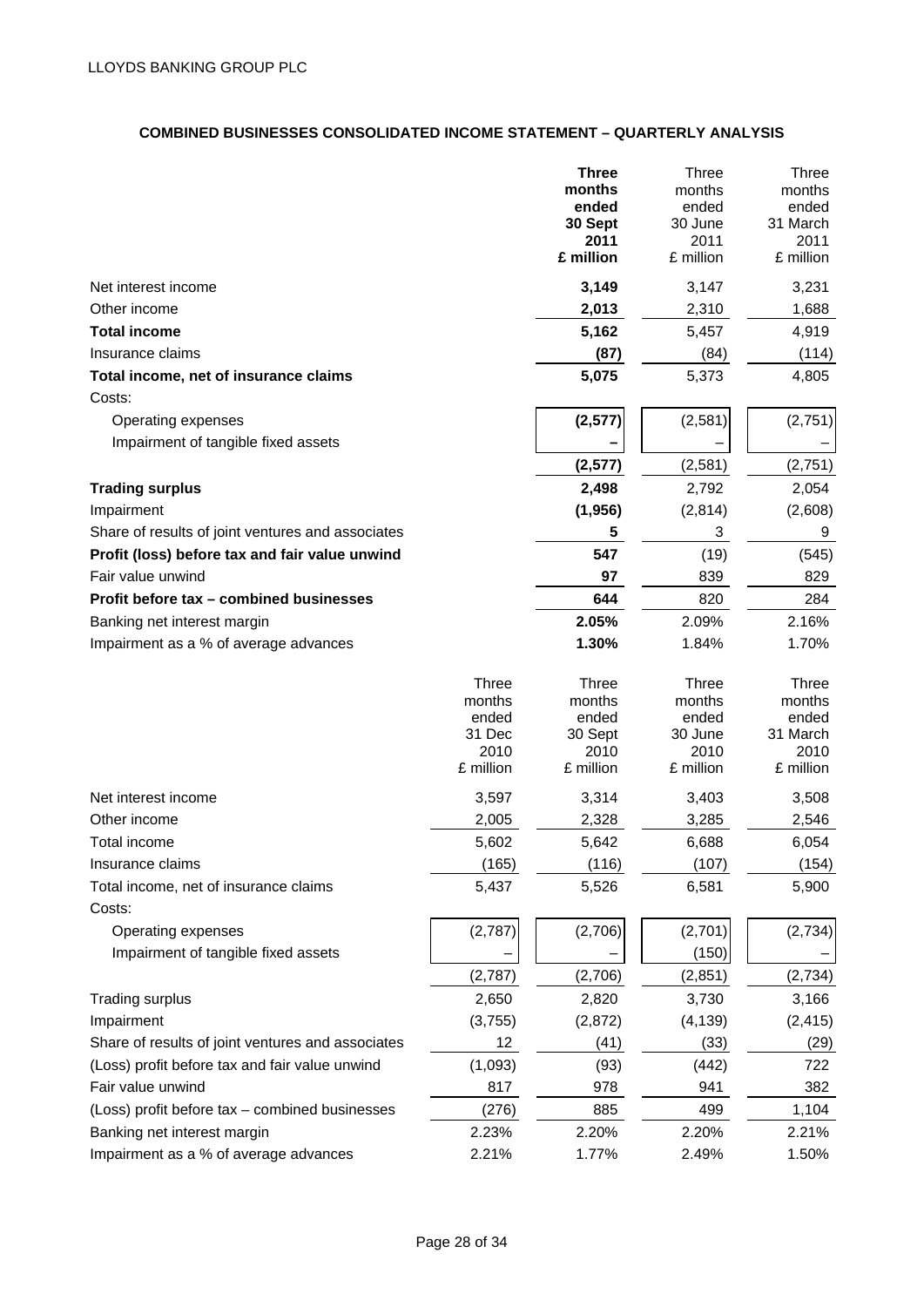LLOYDS BANKING GROUP PLC

**COMBINED BUSINESSES CONSOLIDATED INCOME STATEMENT – QUARTERLY ANALYSIS**

| | **Three months ended 30 Sept 2011 £ million** | Three months ended 30 June 2011 £ million | Three months ended 31 March 2011 £ million |
|---|---|---|---|
| Net interest income | **3,149** | 3,147 | 3,231 |
| Other income | **2,013** | 2,310 | 1,688 |
| **Total income** | **5,162** | 5,457 | 4,919 |
| Insurance claims | **(87)** | (84) | (114) |
| **Total income, net of insurance claims** | **5,075** | 5,373 | 4,805 |
| Costs: | | | |
| Operating expenses | **(2,577)** | (2,581) | (2,751) |
| Impairment of tangible fixed assets | **–** | – | – |
| | **(2,577)** | (2,581) | (2,751) |
| **Trading surplus** | **2,498** | 2,792 | 2,054 |
| Impairment | **(1,956)** | (2,814) | (2,608) |
| Share of results of joint ventures and associates | **5** | 3 | 9 |
| **Profit (loss) before tax and fair value unwind** | **547** | (19) | (545) |
| Fair value unwind | **97** | 839 | 829 |
| **Profit before tax – combined businesses** | **644** | 820 | 284 |
| Banking net interest margin | **2.05%** | 2.09% | 2.16% |
| Impairment as a % of average advances | **1.30%** | 1.84% | 1.70% |

| | Three months ended 31 Dec 2010 £ million | Three months ended 30 Sept 2010 £ million | Three months ended 30 June 2010 £ million | Three months ended 31 March 2010 £ million |
|---|---|---|---|---|
| Net interest income | 3,597 | 3,314 | 3,403 | 3,508 |
| Other income | 2,005 | 2,328 | 3,285 | 2,546 |
| Total income | 5,602 | 5,642 | 6,688 | 6,054 |
| Insurance claims | (165) | (116) | (107) | (154) |
| Total income, net of insurance claims | 5,437 | 5,526 | 6,581 | 5,900 |
| Costs: | | | | |
| Operating expenses | (2,787) | (2,706) | (2,701) | (2,734) |
| Impairment of tangible fixed assets | – | – | (150) | – |
| | (2,787) | (2,706) | (2,851) | (2,734) |
| Trading surplus | 2,650 | 2,820 | 3,730 | 3,166 |
| Impairment | (3,755) | (2,872) | (4,139) | (2,415) |
| Share of results of joint ventures and associates | 12 | (41) | (33) | (29) |
| (Loss) profit before tax and fair value unwind | (1,093) | (93) | (442) | 722 |
| Fair value unwind | 817 | 978 | 941 | 382 |
| (Loss) profit before tax – combined businesses | (276) | 885 | 499 | 1,104 |
| Banking net interest margin | 2.23% | 2.20% | 2.20% | 2.21% |
| Impairment as a % of average advances | 2.21% | 1.77% | 2.49% | 1.50% |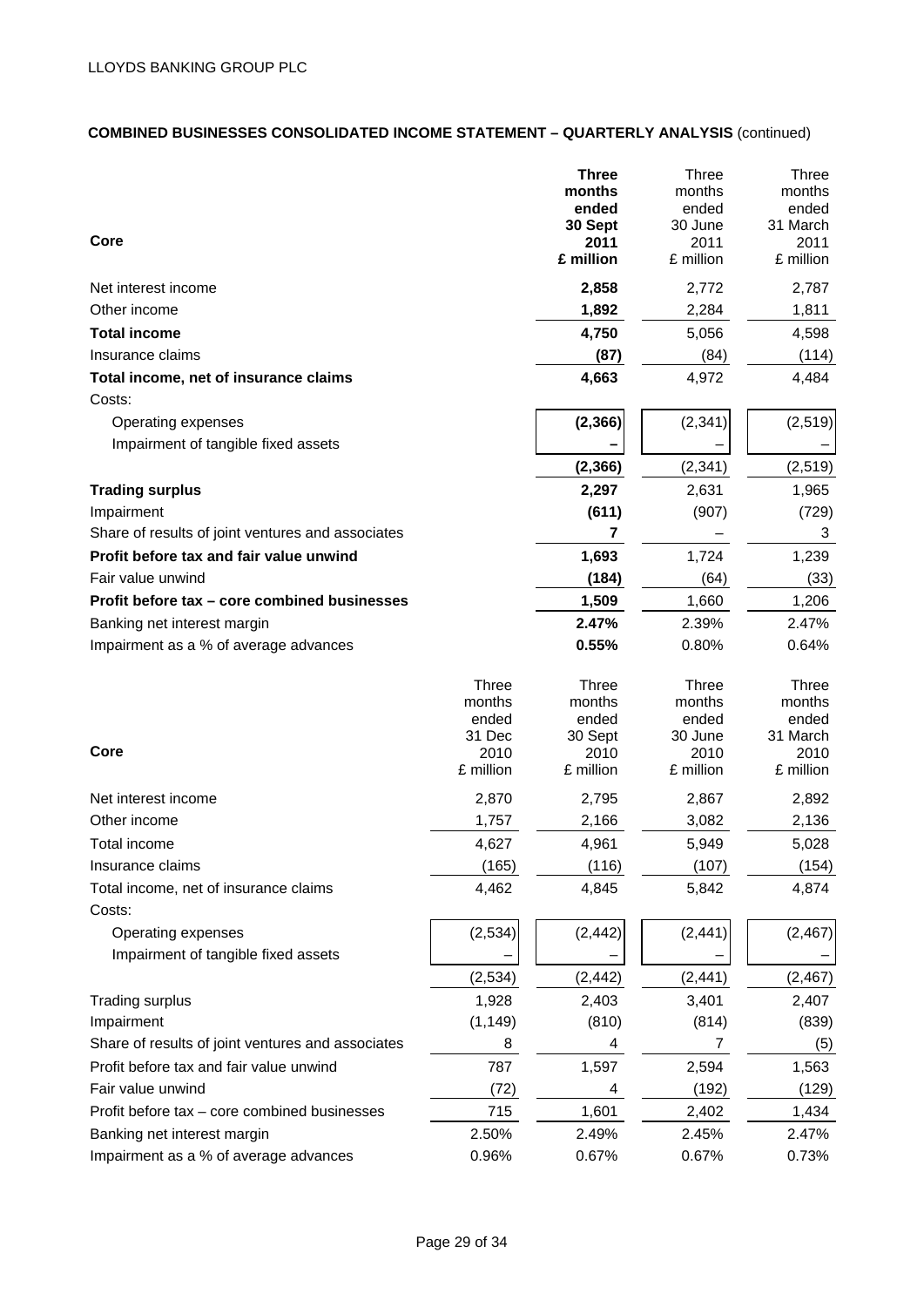## COMBINED BUSINESSES CONSOLIDATED INCOME STATEMENT – QUARTERLY ANALYSIS (continued)

| Core | **Three months ended 30 Sept 2011 £ million** | Three months ended 30 June 2011 £ million | Three months ended 31 March 2011 £ million |
|---|---|---|---|
| Net interest income | **2,858** | 2,772 | 2,787 |
| Other income | **1,892** | 2,284 | 1,811 |
| **Total income** | **4,750** | 5,056 | 4,598 |
| Insurance claims | **(87)** | (84) | (114) |
| **Total income, net of insurance claims** | **4,663** | 4,972 | 4,484 |
| Costs: | | | |
| Operating expenses | **(2,366)** | (2,341) | (2,519) |
| Impairment of tangible fixed assets | **–** | – | – |
| | **(2,366)** | (2,341) | (2,519) |
| **Trading surplus** | **2,297** | 2,631 | 1,965 |
| Impairment | **(611)** | (907) | (729) |
| Share of results of joint ventures and associates | **7** | – | 3 |
| **Profit before tax and fair value unwind** | **1,693** | 1,724 | 1,239 |
| Fair value unwind | **(184)** | (64) | (33) |
| **Profit before tax – core combined businesses** | **1,509** | 1,660 | 1,206 |
| Banking net interest margin | **2.47%** | 2.39% | 2.47% |
| Impairment as a % of average advances | **0.55%** | 0.80% | 0.64% |

| Core | Three months ended 31 Dec 2010 £ million | Three months ended 30 Sept 2010 £ million | Three months ended 30 June 2010 £ million | Three months ended 31 March 2010 £ million |
|---|---|---|---|---|
| Net interest income | 2,870 | 2,795 | 2,867 | 2,892 |
| Other income | 1,757 | 2,166 | 3,082 | 2,136 |
| Total income | 4,627 | 4,961 | 5,949 | 5,028 |
| Insurance claims | (165) | (116) | (107) | (154) |
| Total income, net of insurance claims | 4,462 | 4,845 | 5,842 | 4,874 |
| Costs: | | | | |
| Operating expenses | (2,534) | (2,442) | (2,441) | (2,467) |
| Impairment of tangible fixed assets | – | – | – | – |
| | (2,534) | (2,442) | (2,441) | (2,467) |
| Trading surplus | 1,928 | 2,403 | 3,401 | 2,407 |
| Impairment | (1,149) | (810) | (814) | (839) |
| Share of results of joint ventures and associates | 8 | 4 | 7 | (5) |
| Profit before tax and fair value unwind | 787 | 1,597 | 2,594 | 1,563 |
| Fair value unwind | (72) | 4 | (192) | (129) |
| Profit before tax – core combined businesses | 715 | 1,601 | 2,402 | 1,434 |
| Banking net interest margin | 2.50% | 2.49% | 2.45% | 2.47% |
| Impairment as a % of average advances | 0.96% | 0.67% | 0.67% | 0.73% |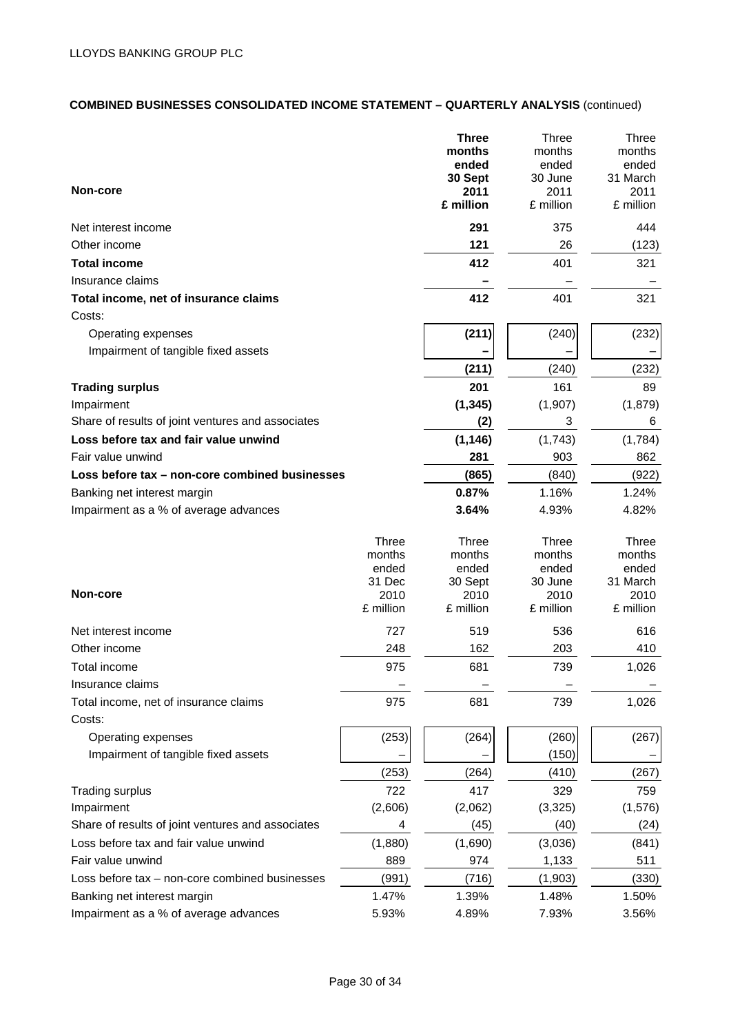LLOYDS BANKING GROUP PLC

## COMBINED BUSINESSES CONSOLIDATED INCOME STATEMENT – QUARTERLY ANALYSIS (continued)

| Non-core | **Three months ended 30 Sept 2011 £ million** | Three months ended 30 June 2011 £ million | Three months ended 31 March 2011 £ million |
|---|---|---|---|
| Net interest income | **291** | 375 | 444 |
| Other income | **121** | 26 | (123) |
| **Total income** | **412** | 401 | 321 |
| Insurance claims | **–** | – | – |
| **Total income, net of insurance claims** | **412** | 401 | 321 |
| Costs: | | | |
| Operating expenses | **(211)** | (240) | (232) |
| Impairment of tangible fixed assets | **–** | – | – |
| | **(211)** | (240) | (232) |
| **Trading surplus** | **201** | 161 | 89 |
| Impairment | **(1,345)** | (1,907) | (1,879) |
| Share of results of joint ventures and associates | **(2)** | 3 | 6 |
| **Loss before tax and fair value unwind** | **(1,146)** | (1,743) | (1,784) |
| Fair value unwind | **281** | 903 | 862 |
| **Loss before tax – non-core combined businesses** | **(865)** | (840) | (922) |
| Banking net interest margin | **0.87%** | 1.16% | 1.24% |
| Impairment as a % of average advances | **3.64%** | 4.93% | 4.82% |

| Non-core | Three months ended 31 Dec 2010 £ million | Three months ended 30 Sept 2010 £ million | Three months ended 30 June 2010 £ million | Three months ended 31 March 2010 £ million |
|---|---|---|---|---|
| Net interest income | 727 | 519 | 536 | 616 |
| Other income | 248 | 162 | 203 | 410 |
| Total income | 975 | 681 | 739 | 1,026 |
| Insurance claims | – | – | – | – |
| Total income, net of insurance claims | 975 | 681 | 739 | 1,026 |
| Costs: | | | | |
| Operating expenses | (253) | (264) | (260) | (267) |
| Impairment of tangible fixed assets | – | – | (150) | – |
| | (253) | (264) | (410) | (267) |
| Trading surplus | 722 | 417 | 329 | 759 |
| Impairment | (2,606) | (2,062) | (3,325) | (1,576) |
| Share of results of joint ventures and associates | 4 | (45) | (40) | (24) |
| Loss before tax and fair value unwind | (1,880) | (1,690) | (3,036) | (841) |
| Fair value unwind | 889 | 974 | 1,133 | 511 |
| Loss before tax – non-core combined businesses | (991) | (716) | (1,903) | (330) |
| Banking net interest margin | 1.47% | 1.39% | 1.48% | 1.50% |
| Impairment as a % of average advances | 5.93% | 4.89% | 7.93% | 3.56% |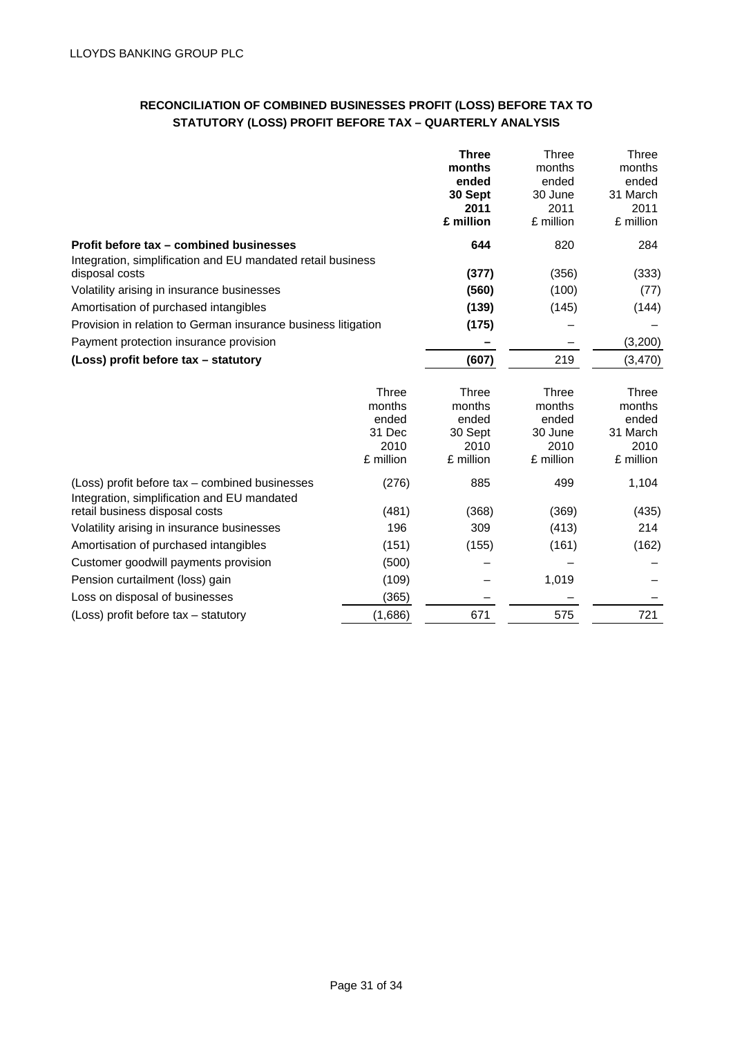## RECONCILIATION OF COMBINED BUSINESSES PROFIT (LOSS) BEFORE TAX TO STATUTORY (LOSS) PROFIT BEFORE TAX – QUARTERLY ANALYSIS

| | **Three months ended 30 Sept 2011 £ million** | Three months ended 30 June 2011 £ million | Three months ended 31 March 2011 £ million |
|---|---|---|---|
| **Profit before tax – combined businesses** | **644** | 820 | 284 |
| Integration, simplification and EU mandated retail business disposal costs | **(377)** | (356) | (333) |
| Volatility arising in insurance businesses | **(560)** | (100) | (77) |
| Amortisation of purchased intangibles | **(139)** | (145) | (144) |
| Provision in relation to German insurance business litigation | **(175)** | – | – |
| Payment protection insurance provision | **–** | – | (3,200) |
| **(Loss) profit before tax – statutory** | **(607)** | 219 | (3,470) |

| | Three months ended 31 Dec 2010 £ million | Three months ended 30 Sept 2010 £ million | Three months ended 30 June 2010 £ million | Three months ended 31 March 2010 £ million |
|---|---|---|---|---|
| (Loss) profit before tax – combined businesses | (276) | 885 | 499 | 1,104 |
| Integration, simplification and EU mandated retail business disposal costs | (481) | (368) | (369) | (435) |
| Volatility arising in insurance businesses | 196 | 309 | (413) | 214 |
| Amortisation of purchased intangibles | (151) | (155) | (161) | (162) |
| Customer goodwill payments provision | (500) | – | – | – |
| Pension curtailment (loss) gain | (109) | – | 1,019 | – |
| Loss on disposal of businesses | (365) | – | – | – |
| (Loss) profit before tax – statutory | (1,686) | 671 | 575 | 721 |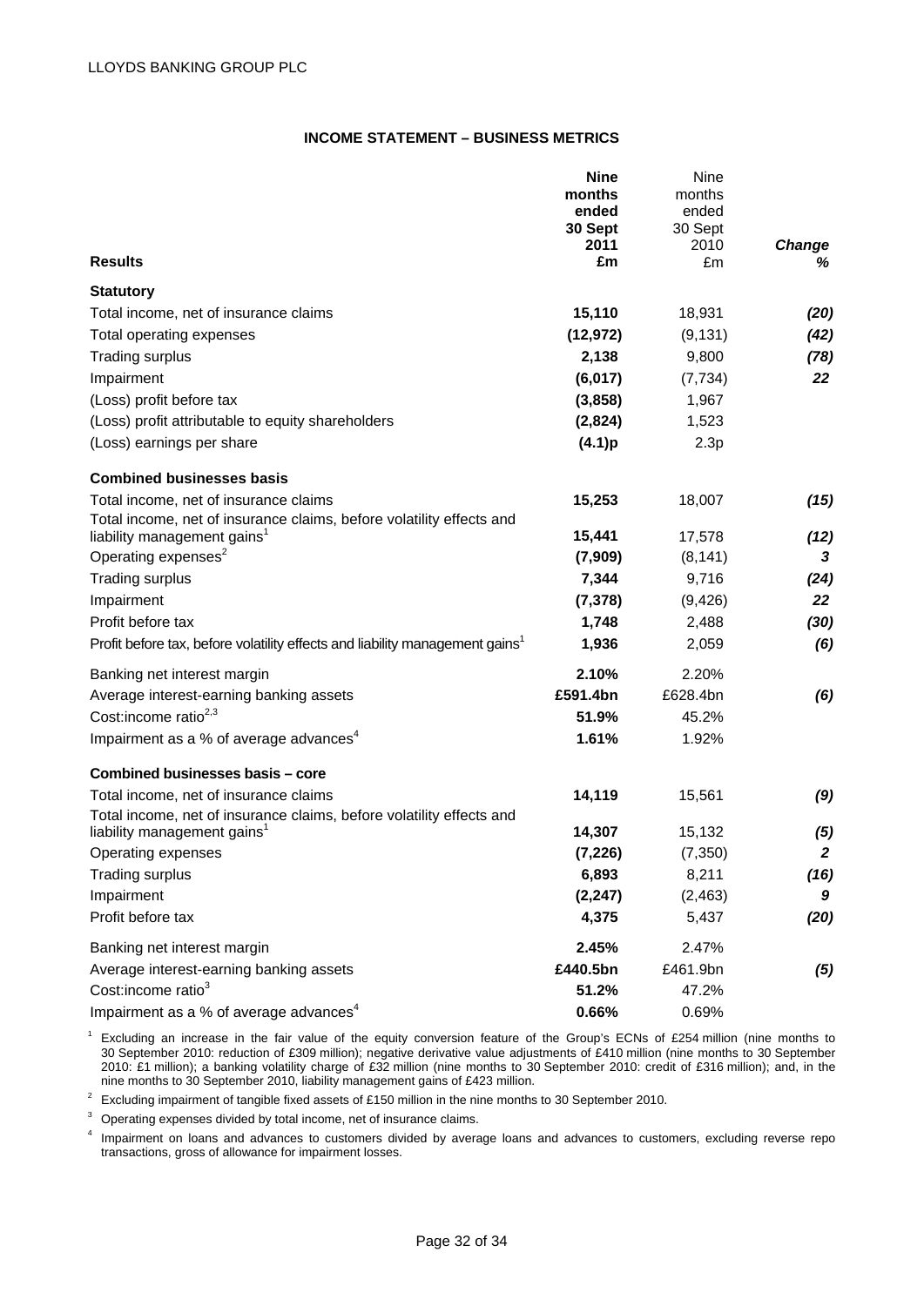### INCOME STATEMENT – BUSINESS METRICS

| Results | Nine months ended 30 Sept 2011 £m | Nine months ended 30 Sept 2010 £m | Change % |
|---|---|---|---|
| **Statutory** | | | |
| Total income, net of insurance claims | **15,110** | 18,931 | *(20)* |
| Total operating expenses | **(12,972)** | (9,131) | *(42)* |
| Trading surplus | **2,138** | 9,800 | *(78)* |
| Impairment | **(6,017)** | (7,734) | *22* |
| (Loss) profit before tax | **(3,858)** | 1,967 | |
| (Loss) profit attributable to equity shareholders | **(2,824)** | 1,523 | |
| (Loss) earnings per share | **(4.1)p** | 2.3p | |
| **Combined businesses basis** | | | |
| Total income, net of insurance claims | **15,253** | 18,007 | *(15)* |
| Total income, net of insurance claims, before volatility effects and liability management gains[1] | **15,441** | 17,578 | *(12)* |
| Operating expenses[2] | **(7,909)** | (8,141) | *3* |
| Trading surplus | **7,344** | 9,716 | *(24)* |
| Impairment | **(7,378)** | (9,426) | *22* |
| Profit before tax | **1,748** | 2,488 | *(30)* |
| Profit before tax, before volatility effects and liability management gains[1] | **1,936** | 2,059 | *(6)* |
| Banking net interest margin | **2.10%** | 2.20% | |
| Average interest-earning banking assets | **£591.4bn** | £628.4bn | *(6)* |
| Cost:income ratio[2,3] | **51.9%** | 45.2% | |
| Impairment as a % of average advances[4] | **1.61%** | 1.92% | |
| **Combined businesses basis – core** | | | |
| Total income, net of insurance claims | **14,119** | 15,561 | *(9)* |
| Total income, net of insurance claims, before volatility effects and liability management gains[1] | **14,307** | 15,132 | *(5)* |
| Operating expenses | **(7,226)** | (7,350) | *2* |
| Trading surplus | **6,893** | 8,211 | *(16)* |
| Impairment | **(2,247)** | (2,463) | *9* |
| Profit before tax | **4,375** | 5,437 | *(20)* |
| Banking net interest margin | **2.45%** | 2.47% | |
| Average interest-earning banking assets | **£440.5bn** | £461.9bn | *(5)* |
| Cost:income ratio[3] | **51.2%** | 47.2% | |
| Impairment as a % of average advances[4] | **0.66%** | 0.69% | |

[1] Excluding an increase in the fair value of the equity conversion feature of the Group's ECNs of £254 million (nine months to 30 September 2010: reduction of £309 million); negative derivative value adjustments of £410 million (nine months to 30 September 2010: £1 million); a banking volatility charge of £32 million (nine months to 30 September 2010: credit of £316 million); and, in the nine months to 30 September 2010, liability management gains of £423 million.

[2] Excluding impairment of tangible fixed assets of £150 million in the nine months to 30 September 2010.

[3] Operating expenses divided by total income, net of insurance claims.

[4] Impairment on loans and advances to customers divided by average loans and advances to customers, excluding reverse repo transactions, gross of allowance for impairment losses.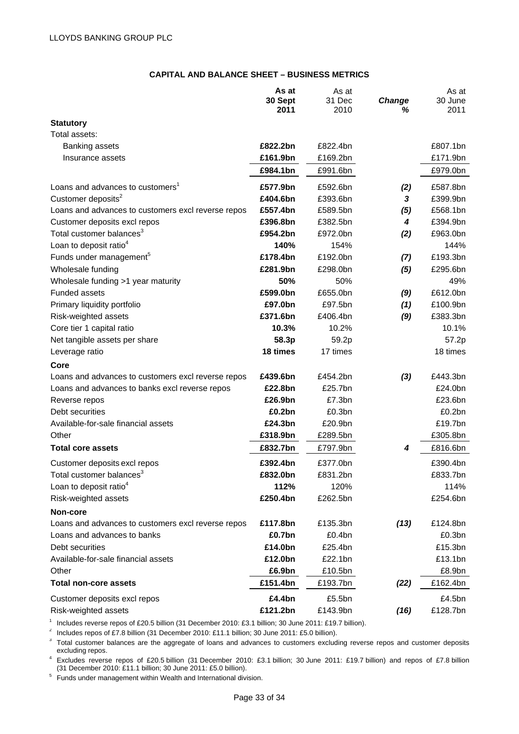## CAPITAL AND BALANCE SHEET – BUSINESS METRICS

| | **As at 30 Sept 2011** | As at 31 Dec 2010 | ***Change %*** | As at 30 June 2011 |
|---|---|---|---|---|
| **Statutory** | | | | |
| Total assets: | | | | |
| Banking assets | **£822.2bn** | £822.4bn | | £807.1bn |
| Insurance assets | **£161.9bn** | £169.2bn | | £171.9bn |
| | **£984.1bn** | £991.6bn | | £979.0bn |
| Loans and advances to customers[1] | **£577.9bn** | £592.6bn | ***(2)*** | £587.8bn |
| Customer deposits[2] | **£404.6bn** | £393.6bn | ***3*** | £399.9bn |
| Loans and advances to customers excl reverse repos | **£557.4bn** | £589.5bn | ***(5)*** | £568.1bn |
| Customer deposits excl repos | **£396.8bn** | £382.5bn | ***4*** | £394.9bn |
| Total customer balances[3] | **£954.2bn** | £972.0bn | ***(2)*** | £963.0bn |
| Loan to deposit ratio[4] | **140%** | 154% | | 144% |
| Funds under management[5] | **£178.4bn** | £192.0bn | ***(7)*** | £193.3bn |
| Wholesale funding | **£281.9bn** | £298.0bn | ***(5)*** | £295.6bn |
| Wholesale funding >1 year maturity | **50%** | 50% | | 49% |
| Funded assets | **£599.0bn** | £655.0bn | ***(9)*** | £612.0bn |
| Primary liquidity portfolio | **£97.0bn** | £97.5bn | ***(1)*** | £100.9bn |
| Risk-weighted assets | **£371.6bn** | £406.4bn | ***(9)*** | £383.3bn |
| Core tier 1 capital ratio | **10.3%** | 10.2% | | 10.1% |
| Net tangible assets per share | **58.3p** | 59.2p | | 57.2p |
| Leverage ratio | **18 times** | 17 times | | 18 times |
| **Core** | | | | |
| Loans and advances to customers excl reverse repos | **£439.6bn** | £454.2bn | ***(3)*** | £443.3bn |
| Loans and advances to banks excl reverse repos | **£22.8bn** | £25.7bn | | £24.0bn |
| Reverse repos | **£26.9bn** | £7.3bn | | £23.6bn |
| Debt securities | **£0.2bn** | £0.3bn | | £0.2bn |
| Available-for-sale financial assets | **£24.3bn** | £20.9bn | | £19.7bn |
| Other | **£318.9bn** | £289.5bn | | £305.8bn |
| **Total core assets** | **£832.7bn** | £797.9bn | ***4*** | £816.6bn |
| Customer deposits excl repos | **£392.4bn** | £377.0bn | | £390.4bn |
| Total customer balances[3] | **£832.0bn** | £831.2bn | | £833.7bn |
| Loan to deposit ratio[4] | **112%** | 120% | | 114% |
| Risk-weighted assets | **£250.4bn** | £262.5bn | | £254.6bn |
| **Non-core** | | | | |
| Loans and advances to customers excl reverse repos | **£117.8bn** | £135.3bn | ***(13)*** | £124.8bn |
| Loans and advances to banks | **£0.7bn** | £0.4bn | | £0.3bn |
| Debt securities | **£14.0bn** | £25.4bn | | £15.3bn |
| Available-for-sale financial assets | **£12.0bn** | £22.1bn | | £13.1bn |
| Other | **£6.9bn** | £10.5bn | | £8.9bn |
| **Total non-core assets** | **£151.4bn** | £193.7bn | ***(22)*** | £162.4bn |
| Customer deposits excl repos | **£4.4bn** | £5.5bn | | £4.5bn |
| Risk-weighted assets | **£121.2bn** | £143.9bn | ***(16)*** | £128.7bn |

[1] Includes reverse repos of £20.5 billion (31 December 2010: £3.1 billion; 30 June 2011: £19.7 billion).

[2] Includes repos of £7.8 billion (31 December 2010: £11.1 billion; 30 June 2011: £5.0 billion).

[3] Total customer balances are the aggregate of loans and advances to customers excluding reverse repos and customer deposits excluding repos.

[4] Excludes reverse repos of £20.5 billion (31 December 2010: £3.1 billion; 30 June 2011: £19.7 billion) and repos of £7.8 billion (31 December 2010: £11.1 billion; 30 June 2011: £5.0 billion).

[5] Funds under management within Wealth and International division.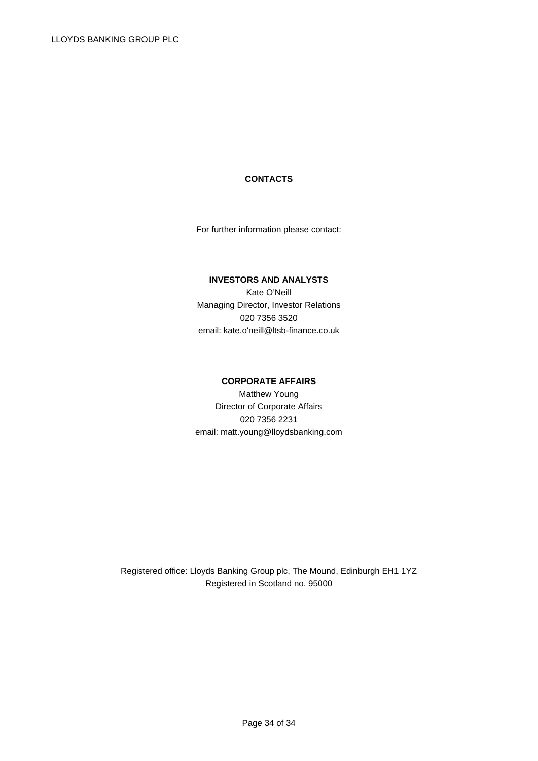# CONTACTS

For further information please contact:

**INVESTORS AND ANALYSTS**

Kate O'Neill
Managing Director, Investor Relations
020 7356 3520
email: kate.o'neill@ltsb-finance.co.uk

**CORPORATE AFFAIRS**

Matthew Young
Director of Corporate Affairs
020 7356 2231
email: matt.young@lloydsbanking.com

Registered office: Lloyds Banking Group plc, The Mound, Edinburgh EH1 1YZ
Registered in Scotland no. 95000